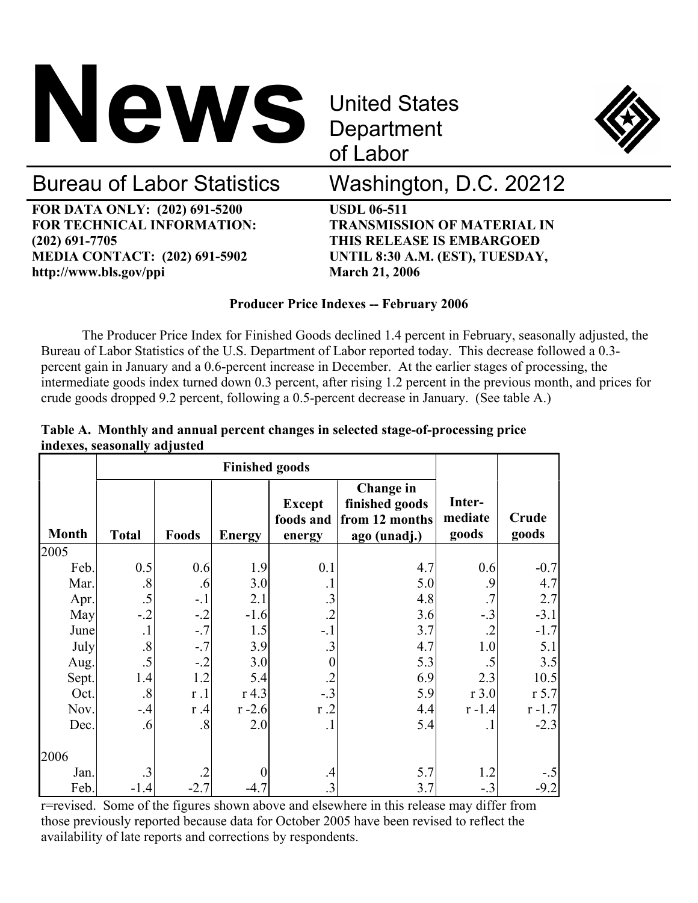# News

United States Department of Labor

Bureau of Labor Statistics Washington, D.C. 20212

**FOR DATA ONLY: (202) 691-5200**
**FOR TECHNICAL INFORMATION: (202) 691-7705**
**MEDIA CONTACT: (202) 691-5902**
**http://www.bls.gov/ppi**

**USDL 06-511**
**TRANSMISSION OF MATERIAL IN THIS RELEASE IS EMBARGOED UNTIL 8:30 A.M. (EST), TUESDAY, March 21, 2006**

## Producer Price Indexes -- February 2006

The Producer Price Index for Finished Goods declined 1.4 percent in February, seasonally adjusted, the Bureau of Labor Statistics of the U.S. Department of Labor reported today. This decrease followed a 0.3-percent gain in January and a 0.6-percent increase in December. At the earlier stages of processing, the intermediate goods index turned down 0.3 percent, after rising 1.2 percent in the previous month, and prices for crude goods dropped 9.2 percent, following a 0.5-percent decrease in January. (See table A.)

**Table A. Monthly and annual percent changes in selected stage-of-processing price indexes, seasonally adjusted**

| | Finished goods | | | | | | |
|---|---|---|---|---|---|---|---|
| Month | Total | Foods | Energy | Except foods and energy | Change in finished goods from 12 months ago (unadj.) | Inter-mediate goods | Crude goods |
| 2005 | | | | | | | |
| Feb. | 0.5 | 0.6 | 1.9 | 0.1 | 4.7 | 0.6 | -0.7 |
| Mar. | .8 | .6 | 3.0 | .1 | 5.0 | .9 | 4.7 |
| Apr. | .5 | -.1 | 2.1 | .3 | 4.8 | .7 | 2.7 |
| May | -.2 | -.2 | -1.6 | .2 | 3.6 | -.3 | -3.1 |
| June | .1 | -.7 | 1.5 | -.1 | 3.7 | .2 | -1.7 |
| July | .8 | -.7 | 3.9 | .3 | 4.7 | 1.0 | 5.1 |
| Aug. | .5 | -.2 | 3.0 | 0 | 5.3 | .5 | 3.5 |
| Sept. | 1.4 | 1.2 | 5.4 | .2 | 6.9 | 2.3 | 10.5 |
| Oct. | .8 | r .1 | r 4.3 | -.3 | 5.9 | r 3.0 | r 5.7 |
| Nov. | -.4 | r .4 | r -2.6 | r .2 | 4.4 | r -1.4 | r -1.7 |
| Dec. | .6 | .8 | 2.0 | .1 | 5.4 | .1 | -2.3 |
| 2006 | | | | | | | |
| Jan. | .3 | .2 | 0 | .4 | 5.7 | 1.2 | -.5 |
| Feb. | -1.4 | -2.7 | -4.7 | .3 | 3.7 | -.3 | -9.2 |

r=revised. Some of the figures shown above and elsewhere in this release may differ from those previously reported because data for October 2005 have been revised to reflect the availability of late reports and corrections by respondents.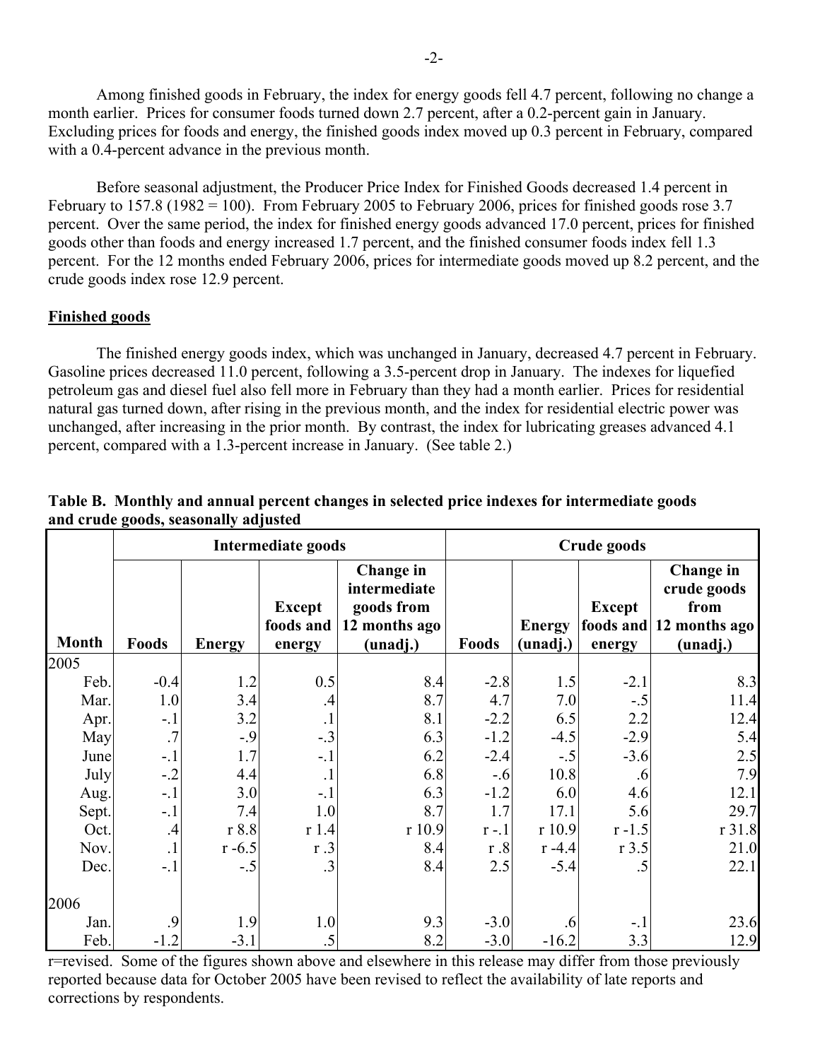Among finished goods in February, the index for energy goods fell 4.7 percent, following no change a month earlier. Prices for consumer foods turned down 2.7 percent, after a 0.2-percent gain in January. Excluding prices for foods and energy, the finished goods index moved up 0.3 percent in February, compared with a 0.4-percent advance in the previous month.

Before seasonal adjustment, the Producer Price Index for Finished Goods decreased 1.4 percent in February to 157.8 (1982 = 100). From February 2005 to February 2006, prices for finished goods rose 3.7 percent. Over the same period, the index for finished energy goods advanced 17.0 percent, prices for finished goods other than foods and energy increased 1.7 percent, and the finished consumer foods index fell 1.3 percent. For the 12 months ended February 2006, prices for intermediate goods moved up 8.2 percent, and the crude goods index rose 12.9 percent.

## Finished goods

The finished energy goods index, which was unchanged in January, decreased 4.7 percent in February. Gasoline prices decreased 11.0 percent, following a 3.5-percent drop in January. The indexes for liquefied petroleum gas and diesel fuel also fell more in February than they had a month earlier. Prices for residential natural gas turned down, after rising in the previous month, and the index for residential electric power was unchanged, after increasing in the prior month. By contrast, the index for lubricating greases advanced 4.1 percent, compared with a 1.3-percent increase in January. (See table 2.)

**Table B. Monthly and annual percent changes in selected price indexes for intermediate goods and crude goods, seasonally adjusted**

| Month | Intermediate goods | | | | Crude goods | | | |
|---|---|---|---|---|---|---|---|---|
| | Foods | Energy | Except foods and energy | Change in intermediate goods from 12 months ago (unadj.) | Foods | Energy (unadj.) | Except foods and energy | Change in crude goods from 12 months ago (unadj.) |
| 2005 | | | | | | | | |
| Feb. | -0.4 | 1.2 | 0.5 | 8.4 | -2.8 | 1.5 | -2.1 | 8.3 |
| Mar. | 1.0 | 3.4 | .4 | 8.7 | 4.7 | 7.0 | -.5 | 11.4 |
| Apr. | -.1 | 3.2 | .1 | 8.1 | -2.2 | 6.5 | 2.2 | 12.4 |
| May | .7 | -.9 | -.3 | 6.3 | -1.2 | -4.5 | -2.9 | 5.4 |
| June | -.1 | 1.7 | -.1 | 6.2 | -2.4 | -.5 | -3.6 | 2.5 |
| July | -.2 | 4.4 | .1 | 6.8 | -.6 | 10.8 | .6 | 7.9 |
| Aug. | -.1 | 3.0 | -.1 | 6.3 | -1.2 | 6.0 | 4.6 | 12.1 |
| Sept. | -.1 | 7.4 | 1.0 | 8.7 | 1.7 | 17.1 | 5.6 | 29.7 |
| Oct. | .4 | r 8.8 | r 1.4 | r 10.9 | r -.1 | r 10.9 | r -1.5 | r 31.8 |
| Nov. | .1 | r -6.5 | r .3 | 8.4 | r .8 | r -4.4 | r 3.5 | 21.0 |
| Dec. | -.1 | -.5 | .3 | 8.4 | 2.5 | -5.4 | .5 | 22.1 |
| 2006 | | | | | | | | |
| Jan. | .9 | 1.9 | 1.0 | 9.3 | -3.0 | .6 | -.1 | 23.6 |
| Feb. | -1.2 | -3.1 | .5 | 8.2 | -3.0 | -16.2 | 3.3 | 12.9 |

r=revised. Some of the figures shown above and elsewhere in this release may differ from those previously reported because data for October 2005 have been revised to reflect the availability of late reports and corrections by respondents.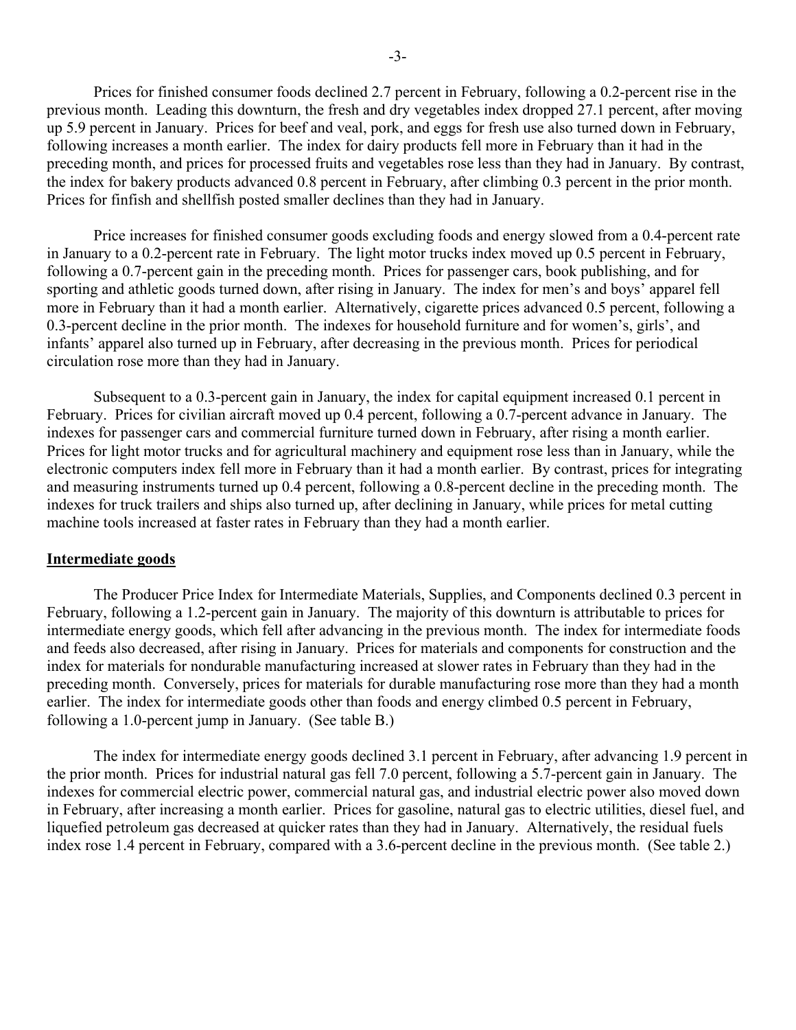Prices for finished consumer foods declined 2.7 percent in February, following a 0.2-percent rise in the previous month. Leading this downturn, the fresh and dry vegetables index dropped 27.1 percent, after moving up 5.9 percent in January. Prices for beef and veal, pork, and eggs for fresh use also turned down in February, following increases a month earlier. The index for dairy products fell more in February than it had in the preceding month, and prices for processed fruits and vegetables rose less than they had in January. By contrast, the index for bakery products advanced 0.8 percent in February, after climbing 0.3 percent in the prior month. Prices for finfish and shellfish posted smaller declines than they had in January.

Price increases for finished consumer goods excluding foods and energy slowed from a 0.4-percent rate in January to a 0.2-percent rate in February. The light motor trucks index moved up 0.5 percent in February, following a 0.7-percent gain in the preceding month. Prices for passenger cars, book publishing, and for sporting and athletic goods turned down, after rising in January. The index for men's and boys' apparel fell more in February than it had a month earlier. Alternatively, cigarette prices advanced 0.5 percent, following a 0.3-percent decline in the prior month. The indexes for household furniture and for women's, girls', and infants' apparel also turned up in February, after decreasing in the previous month. Prices for periodical circulation rose more than they had in January.

Subsequent to a 0.3-percent gain in January, the index for capital equipment increased 0.1 percent in February. Prices for civilian aircraft moved up 0.4 percent, following a 0.7-percent advance in January. The indexes for passenger cars and commercial furniture turned down in February, after rising a month earlier. Prices for light motor trucks and for agricultural machinery and equipment rose less than in January, while the electronic computers index fell more in February than it had a month earlier. By contrast, prices for integrating and measuring instruments turned up 0.4 percent, following a 0.8-percent decline in the preceding month. The indexes for truck trailers and ships also turned up, after declining in January, while prices for metal cutting machine tools increased at faster rates in February than they had a month earlier.

## Intermediate goods

The Producer Price Index for Intermediate Materials, Supplies, and Components declined 0.3 percent in February, following a 1.2-percent gain in January. The majority of this downturn is attributable to prices for intermediate energy goods, which fell after advancing in the previous month. The index for intermediate foods and feeds also decreased, after rising in January. Prices for materials and components for construction and the index for materials for nondurable manufacturing increased at slower rates in February than they had in the preceding month. Conversely, prices for materials for durable manufacturing rose more than they had a month earlier. The index for intermediate goods other than foods and energy climbed 0.5 percent in February, following a 1.0-percent jump in January. (See table B.)

The index for intermediate energy goods declined 3.1 percent in February, after advancing 1.9 percent in the prior month. Prices for industrial natural gas fell 7.0 percent, following a 5.7-percent gain in January. The indexes for commercial electric power, commercial natural gas, and industrial electric power also moved down in February, after increasing a month earlier. Prices for gasoline, natural gas to electric utilities, diesel fuel, and liquefied petroleum gas decreased at quicker rates than they had in January. Alternatively, the residual fuels index rose 1.4 percent in February, compared with a 3.6-percent decline in the previous month. (See table 2.)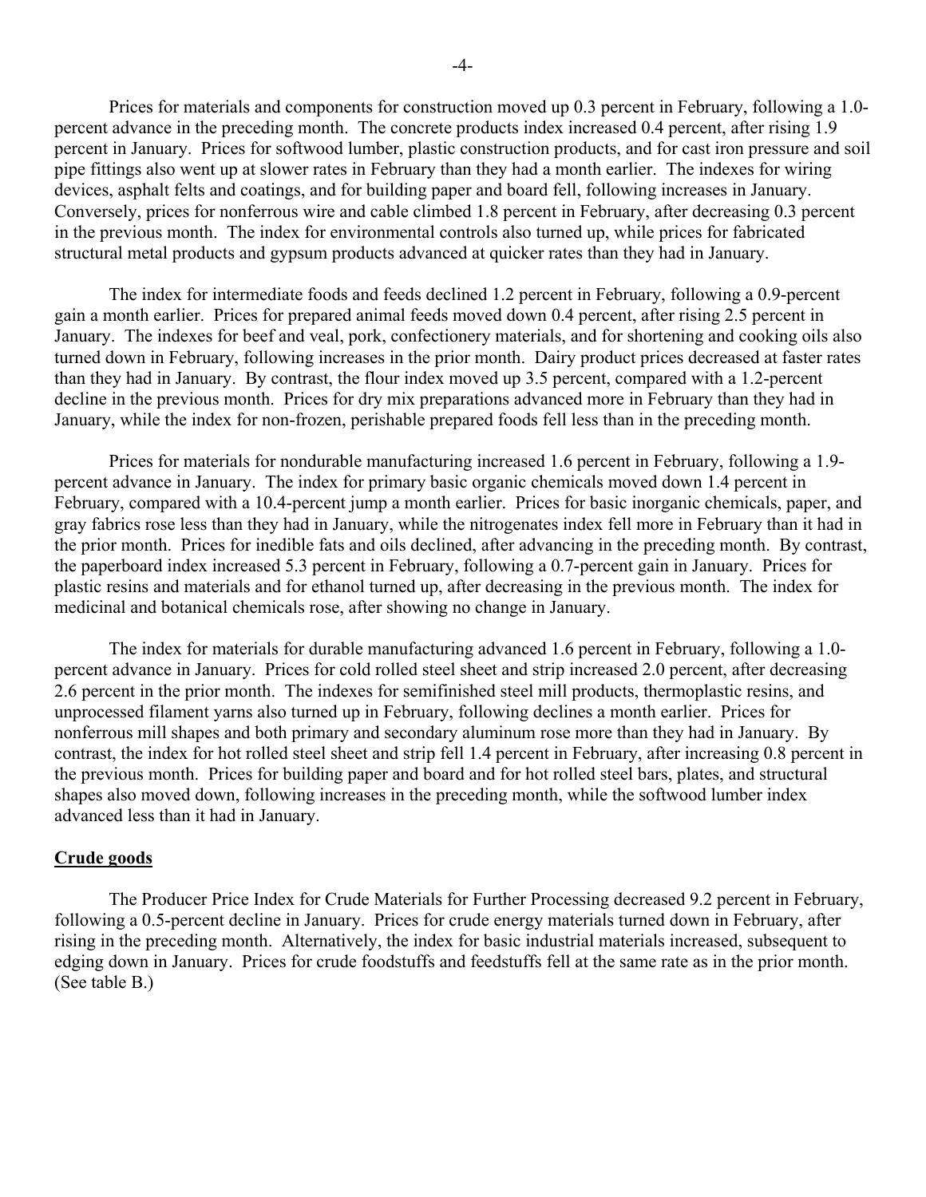Prices for materials and components for construction moved up 0.3 percent in February, following a 1.0-percent advance in the preceding month. The concrete products index increased 0.4 percent, after rising 1.9 percent in January. Prices for softwood lumber, plastic construction products, and for cast iron pressure and soil pipe fittings also went up at slower rates in February than they had a month earlier. The indexes for wiring devices, asphalt felts and coatings, and for building paper and board fell, following increases in January. Conversely, prices for nonferrous wire and cable climbed 1.8 percent in February, after decreasing 0.3 percent in the previous month. The index for environmental controls also turned up, while prices for fabricated structural metal products and gypsum products advanced at quicker rates than they had in January.

The index for intermediate foods and feeds declined 1.2 percent in February, following a 0.9-percent gain a month earlier. Prices for prepared animal feeds moved down 0.4 percent, after rising 2.5 percent in January. The indexes for beef and veal, pork, confectionery materials, and for shortening and cooking oils also turned down in February, following increases in the prior month. Dairy product prices decreased at faster rates than they had in January. By contrast, the flour index moved up 3.5 percent, compared with a 1.2-percent decline in the previous month. Prices for dry mix preparations advanced more in February than they had in January, while the index for non-frozen, perishable prepared foods fell less than in the preceding month.

Prices for materials for nondurable manufacturing increased 1.6 percent in February, following a 1.9-percent advance in January. The index for primary basic organic chemicals moved down 1.4 percent in February, compared with a 10.4-percent jump a month earlier. Prices for basic inorganic chemicals, paper, and gray fabrics rose less than they had in January, while the nitrogenates index fell more in February than it had in the prior month. Prices for inedible fats and oils declined, after advancing in the preceding month. By contrast, the paperboard index increased 5.3 percent in February, following a 0.7-percent gain in January. Prices for plastic resins and materials and for ethanol turned up, after decreasing in the previous month. The index for medicinal and botanical chemicals rose, after showing no change in January.

The index for materials for durable manufacturing advanced 1.6 percent in February, following a 1.0-percent advance in January. Prices for cold rolled steel sheet and strip increased 2.0 percent, after decreasing 2.6 percent in the prior month. The indexes for semifinished steel mill products, thermoplastic resins, and unprocessed filament yarns also turned up in February, following declines a month earlier. Prices for nonferrous mill shapes and both primary and secondary aluminum rose more than they had in January. By contrast, the index for hot rolled steel sheet and strip fell 1.4 percent in February, after increasing 0.8 percent in the previous month. Prices for building paper and board and for hot rolled steel bars, plates, and structural shapes also moved down, following increases in the preceding month, while the softwood lumber index advanced less than it had in January.

## Crude goods

The Producer Price Index for Crude Materials for Further Processing decreased 9.2 percent in February, following a 0.5-percent decline in January. Prices for crude energy materials turned down in February, after rising in the preceding month. Alternatively, the index for basic industrial materials increased, subsequent to edging down in January. Prices for crude foodstuffs and feedstuffs fell at the same rate as in the prior month. (See table B.)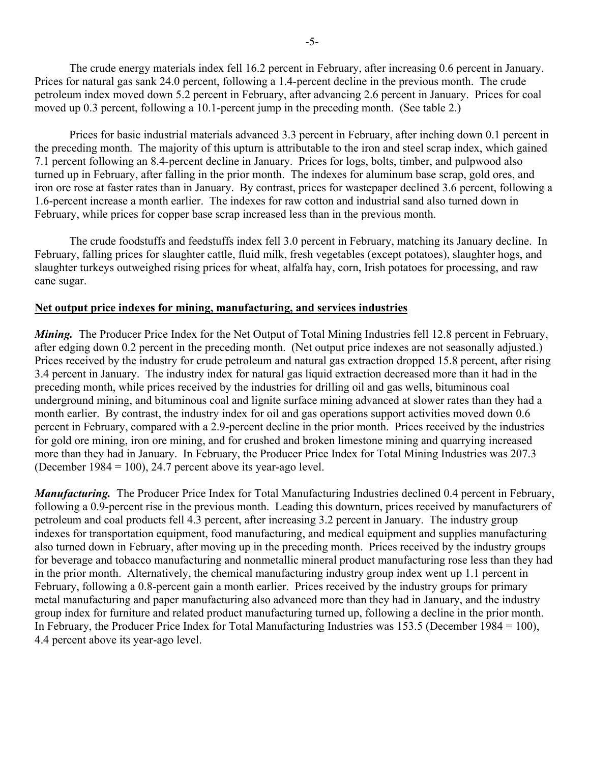The crude energy materials index fell 16.2 percent in February, after increasing 0.6 percent in January. Prices for natural gas sank 24.0 percent, following a 1.4-percent decline in the previous month. The crude petroleum index moved down 5.2 percent in February, after advancing 2.6 percent in January. Prices for coal moved up 0.3 percent, following a 10.1-percent jump in the preceding month. (See table 2.)

Prices for basic industrial materials advanced 3.3 percent in February, after inching down 0.1 percent in the preceding month. The majority of this upturn is attributable to the iron and steel scrap index, which gained 7.1 percent following an 8.4-percent decline in January. Prices for logs, bolts, timber, and pulpwood also turned up in February, after falling in the prior month. The indexes for aluminum base scrap, gold ores, and iron ore rose at faster rates than in January. By contrast, prices for wastepaper declined 3.6 percent, following a 1.6-percent increase a month earlier. The indexes for raw cotton and industrial sand also turned down in February, while prices for copper base scrap increased less than in the previous month.

The crude foodstuffs and feedstuffs index fell 3.0 percent in February, matching its January decline. In February, falling prices for slaughter cattle, fluid milk, fresh vegetables (except potatoes), slaughter hogs, and slaughter turkeys outweighed rising prices for wheat, alfalfa hay, corn, Irish potatoes for processing, and raw cane sugar.

## Net output price indexes for mining, manufacturing, and services industries

***Mining.*** The Producer Price Index for the Net Output of Total Mining Industries fell 12.8 percent in February, after edging down 0.2 percent in the preceding month. (Net output price indexes are not seasonally adjusted.) Prices received by the industry for crude petroleum and natural gas extraction dropped 15.8 percent, after rising 3.4 percent in January. The industry index for natural gas liquid extraction decreased more than it had in the preceding month, while prices received by the industries for drilling oil and gas wells, bituminous coal underground mining, and bituminous coal and lignite surface mining advanced at slower rates than they had a month earlier. By contrast, the industry index for oil and gas operations support activities moved down 0.6 percent in February, compared with a 2.9-percent decline in the prior month. Prices received by the industries for gold ore mining, iron ore mining, and for crushed and broken limestone mining and quarrying increased more than they had in January. In February, the Producer Price Index for Total Mining Industries was 207.3 (December 1984 = 100), 24.7 percent above its year-ago level.

***Manufacturing.*** The Producer Price Index for Total Manufacturing Industries declined 0.4 percent in February, following a 0.9-percent rise in the previous month. Leading this downturn, prices received by manufacturers of petroleum and coal products fell 4.3 percent, after increasing 3.2 percent in January. The industry group indexes for transportation equipment, food manufacturing, and medical equipment and supplies manufacturing also turned down in February, after moving up in the preceding month. Prices received by the industry groups for beverage and tobacco manufacturing and nonmetallic mineral product manufacturing rose less than they had in the prior month. Alternatively, the chemical manufacturing industry group index went up 1.1 percent in February, following a 0.8-percent gain a month earlier. Prices received by the industry groups for primary metal manufacturing and paper manufacturing also advanced more than they had in January, and the industry group index for furniture and related product manufacturing turned up, following a decline in the prior month. In February, the Producer Price Index for Total Manufacturing Industries was 153.5 (December 1984 = 100), 4.4 percent above its year-ago level.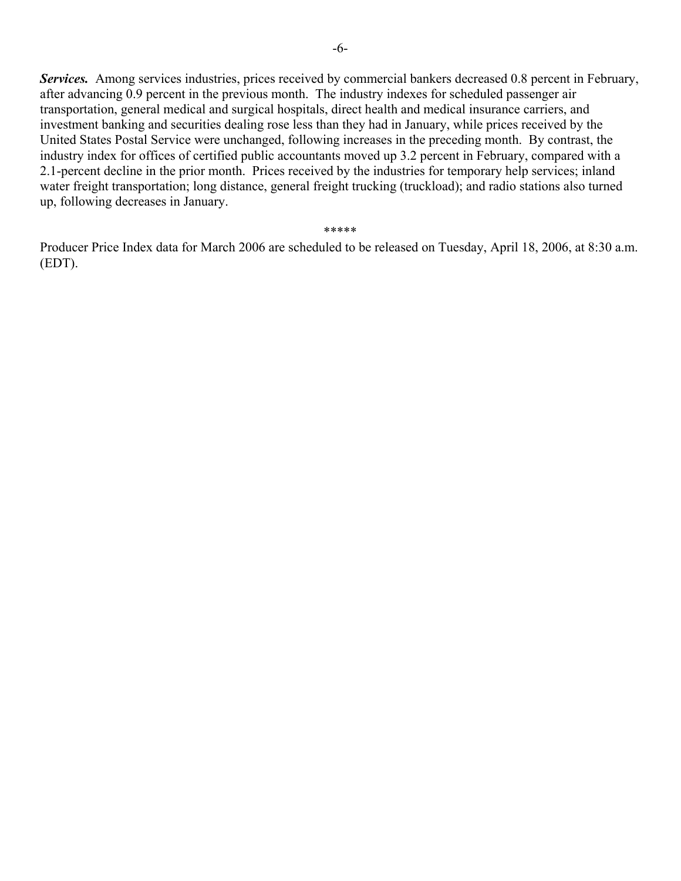***Services.*** Among services industries, prices received by commercial bankers decreased 0.8 percent in February, after advancing 0.9 percent in the previous month. The industry indexes for scheduled passenger air transportation, general medical and surgical hospitals, direct health and medical insurance carriers, and investment banking and securities dealing rose less than they had in January, while prices received by the United States Postal Service were unchanged, following increases in the preceding month. By contrast, the industry index for offices of certified public accountants moved up 3.2 percent in February, compared with a 2.1-percent decline in the prior month. Prices received by the industries for temporary help services; inland water freight transportation; long distance, general freight trucking (truckload); and radio stations also turned up, following decreases in January.

\*\*\*\*\*

Producer Price Index data for March 2006 are scheduled to be released on Tuesday, April 18, 2006, at 8:30 a.m. (EDT).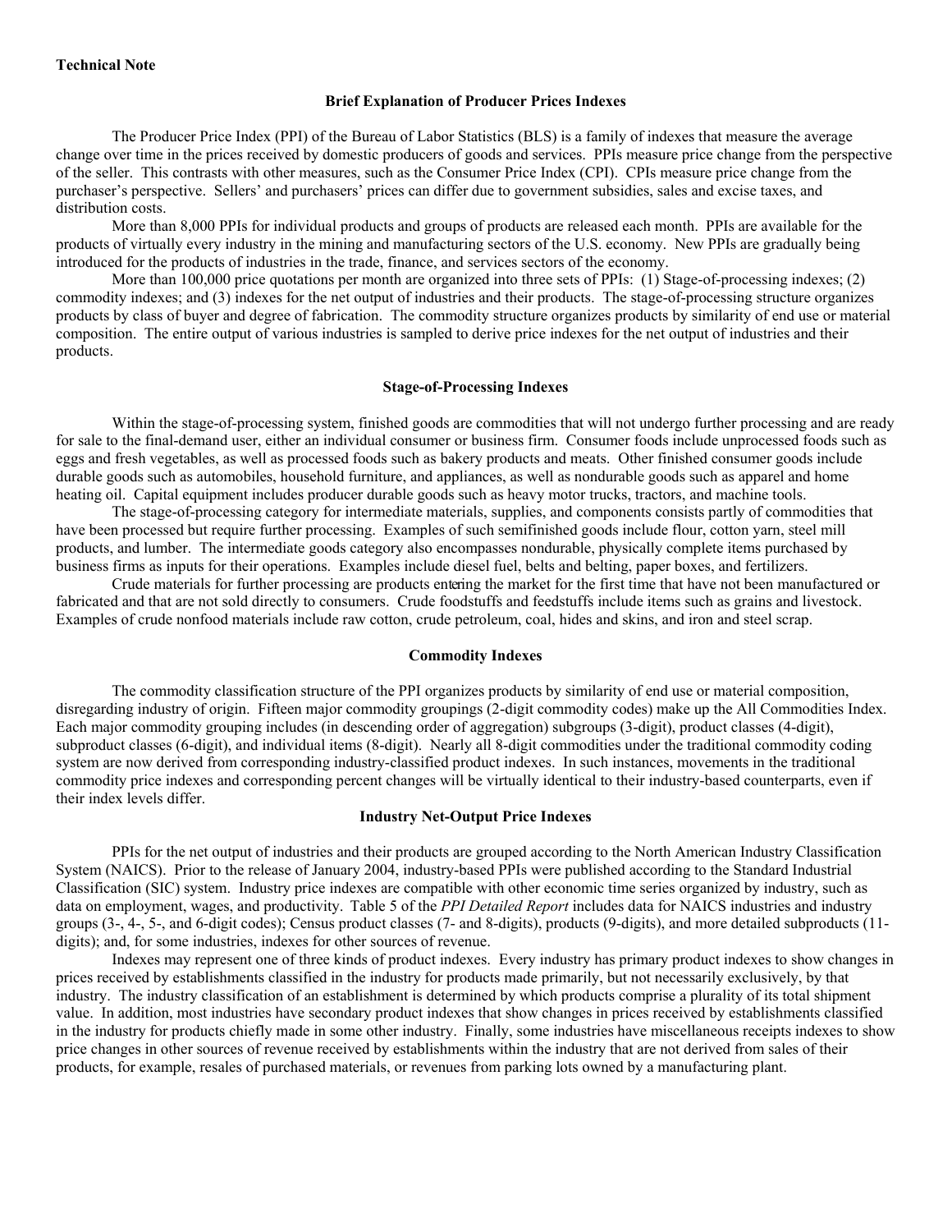**Technical Note**

## Brief Explanation of Producer Prices Indexes

The Producer Price Index (PPI) of the Bureau of Labor Statistics (BLS) is a family of indexes that measure the average change over time in the prices received by domestic producers of goods and services. PPIs measure price change from the perspective of the seller. This contrasts with other measures, such as the Consumer Price Index (CPI). CPIs measure price change from the purchaser's perspective. Sellers' and purchasers' prices can differ due to government subsidies, sales and excise taxes, and distribution costs.

More than 8,000 PPIs for individual products and groups of products are released each month. PPIs are available for the products of virtually every industry in the mining and manufacturing sectors of the U.S. economy. New PPIs are gradually being introduced for the products of industries in the trade, finance, and services sectors of the economy.

More than 100,000 price quotations per month are organized into three sets of PPIs: (1) Stage-of-processing indexes; (2) commodity indexes; and (3) indexes for the net output of industries and their products. The stage-of-processing structure organizes products by class of buyer and degree of fabrication. The commodity structure organizes products by similarity of end use or material composition. The entire output of various industries is sampled to derive price indexes for the net output of industries and their products.

## Stage-of-Processing Indexes

Within the stage-of-processing system, finished goods are commodities that will not undergo further processing and are ready for sale to the final-demand user, either an individual consumer or business firm. Consumer foods include unprocessed foods such as eggs and fresh vegetables, as well as processed foods such as bakery products and meats. Other finished consumer goods include durable goods such as automobiles, household furniture, and appliances, as well as nondurable goods such as apparel and home heating oil. Capital equipment includes producer durable goods such as heavy motor trucks, tractors, and machine tools.

The stage-of-processing category for intermediate materials, supplies, and components consists partly of commodities that have been processed but require further processing. Examples of such semifinished goods include flour, cotton yarn, steel mill products, and lumber. The intermediate goods category also encompasses nondurable, physically complete items purchased by business firms as inputs for their operations. Examples include diesel fuel, belts and belting, paper boxes, and fertilizers.

Crude materials for further processing are products entering the market for the first time that have not been manufactured or fabricated and that are not sold directly to consumers. Crude foodstuffs and feedstuffs include items such as grains and livestock. Examples of crude nonfood materials include raw cotton, crude petroleum, coal, hides and skins, and iron and steel scrap.

## Commodity Indexes

The commodity classification structure of the PPI organizes products by similarity of end use or material composition, disregarding industry of origin. Fifteen major commodity groupings (2-digit commodity codes) make up the All Commodities Index. Each major commodity grouping includes (in descending order of aggregation) subgroups (3-digit), product classes (4-digit), subproduct classes (6-digit), and individual items (8-digit). Nearly all 8-digit commodities under the traditional commodity coding system are now derived from corresponding industry-classified product indexes. In such instances, movements in the traditional commodity price indexes and corresponding percent changes will be virtually identical to their industry-based counterparts, even if their index levels differ.

## Industry Net-Output Price Indexes

PPIs for the net output of industries and their products are grouped according to the North American Industry Classification System (NAICS). Prior to the release of January 2004, industry-based PPIs were published according to the Standard Industrial Classification (SIC) system. Industry price indexes are compatible with other economic time series organized by industry, such as data on employment, wages, and productivity. Table 5 of the *PPI Detailed Report* includes data for NAICS industries and industry groups (3-, 4-, 5-, and 6-digit codes); Census product classes (7- and 8-digits), products (9-digits), and more detailed subproducts (11-digits); and, for some industries, indexes for other sources of revenue.

Indexes may represent one of three kinds of product indexes. Every industry has primary product indexes to show changes in prices received by establishments classified in the industry for products made primarily, but not necessarily exclusively, by that industry. The industry classification of an establishment is determined by which products comprise a plurality of its total shipment value. In addition, most industries have secondary product indexes that show changes in prices received by establishments classified in the industry for products chiefly made in some other industry. Finally, some industries have miscellaneous receipts indexes to show price changes in other sources of revenue received by establishments within the industry that are not derived from sales of their products, for example, resales of purchased materials, or revenues from parking lots owned by a manufacturing plant.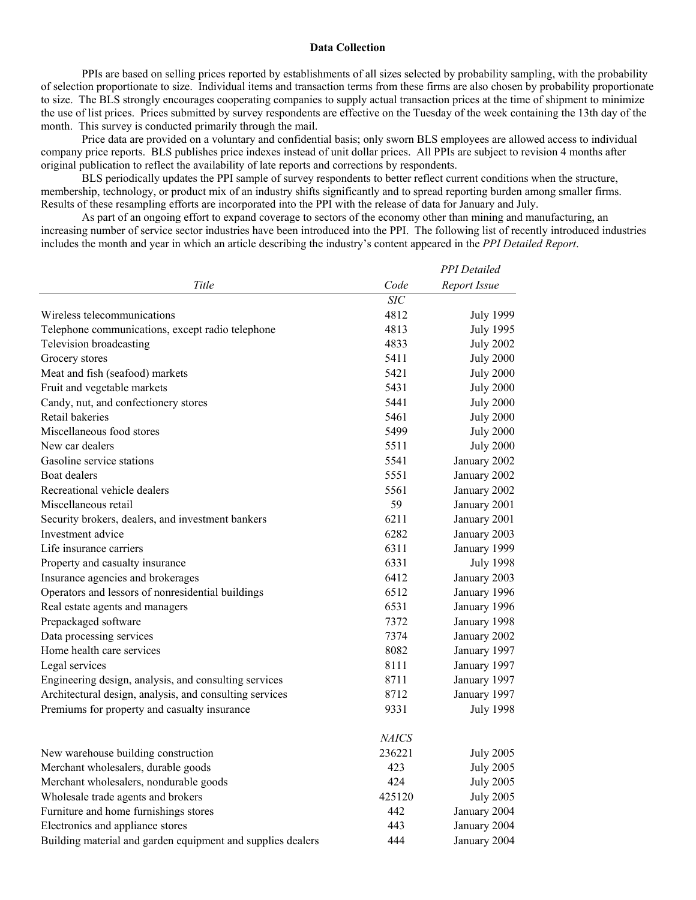### Data Collection

PPIs are based on selling prices reported by establishments of all sizes selected by probability sampling, with the probability of selection proportionate to size. Individual items and transaction terms from these firms are also chosen by probability proportionate to size. The BLS strongly encourages cooperating companies to supply actual transaction prices at the time of shipment to minimize the use of list prices. Prices submitted by survey respondents are effective on the Tuesday of the week containing the 13th day of the month. This survey is conducted primarily through the mail.

Price data are provided on a voluntary and confidential basis; only sworn BLS employees are allowed access to individual company price reports. BLS publishes price indexes instead of unit dollar prices. All PPIs are subject to revision 4 months after original publication to reflect the availability of late reports and corrections by respondents.

BLS periodically updates the PPI sample of survey respondents to better reflect current conditions when the structure, membership, technology, or product mix of an industry shifts significantly and to spread reporting burden among smaller firms. Results of these resampling efforts are incorporated into the PPI with the release of data for January and July.

As part of an ongoing effort to expand coverage to sectors of the economy other than mining and manufacturing, an increasing number of service sector industries have been introduced into the PPI. The following list of recently introduced industries includes the month and year in which an article describing the industry's content appeared in the *PPI Detailed Report*.

| *Title* | *Code* | *PPI Detailed Report Issue* |
|---|---|---|
| | *SIC* | |
| Wireless telecommunications | 4812 | July 1999 |
| Telephone communications, except radio telephone | 4813 | July 1995 |
| Television broadcasting | 4833 | July 2002 |
| Grocery stores | 5411 | July 2000 |
| Meat and fish (seafood) markets | 5421 | July 2000 |
| Fruit and vegetable markets | 5431 | July 2000 |
| Candy, nut, and confectionery stores | 5441 | July 2000 |
| Retail bakeries | 5461 | July 2000 |
| Miscellaneous food stores | 5499 | July 2000 |
| New car dealers | 5511 | July 2000 |
| Gasoline service stations | 5541 | January 2002 |
| Boat dealers | 5551 | January 2002 |
| Recreational vehicle dealers | 5561 | January 2002 |
| Miscellaneous retail | 59 | January 2001 |
| Security brokers, dealers, and investment bankers | 6211 | January 2001 |
| Investment advice | 6282 | January 2003 |
| Life insurance carriers | 6311 | January 1999 |
| Property and casualty insurance | 6331 | July 1998 |
| Insurance agencies and brokerages | 6412 | January 2003 |
| Operators and lessors of nonresidential buildings | 6512 | January 1996 |
| Real estate agents and managers | 6531 | January 1996 |
| Prepackaged software | 7372 | January 1998 |
| Data processing services | 7374 | January 2002 |
| Home health care services | 8082 | January 1997 |
| Legal services | 8111 | January 1997 |
| Engineering design, analysis, and consulting services | 8711 | January 1997 |
| Architectural design, analysis, and consulting services | 8712 | January 1997 |
| Premiums for property and casualty insurance | 9331 | July 1998 |
| | *NAICS* | |
| New warehouse building construction | 236221 | July 2005 |
| Merchant wholesalers, durable goods | 423 | July 2005 |
| Merchant wholesalers, nondurable goods | 424 | July 2005 |
| Wholesale trade agents and brokers | 425120 | July 2005 |
| Furniture and home furnishings stores | 442 | January 2004 |
| Electronics and appliance stores | 443 | January 2004 |
| Building material and garden equipment and supplies dealers | 444 | January 2004 |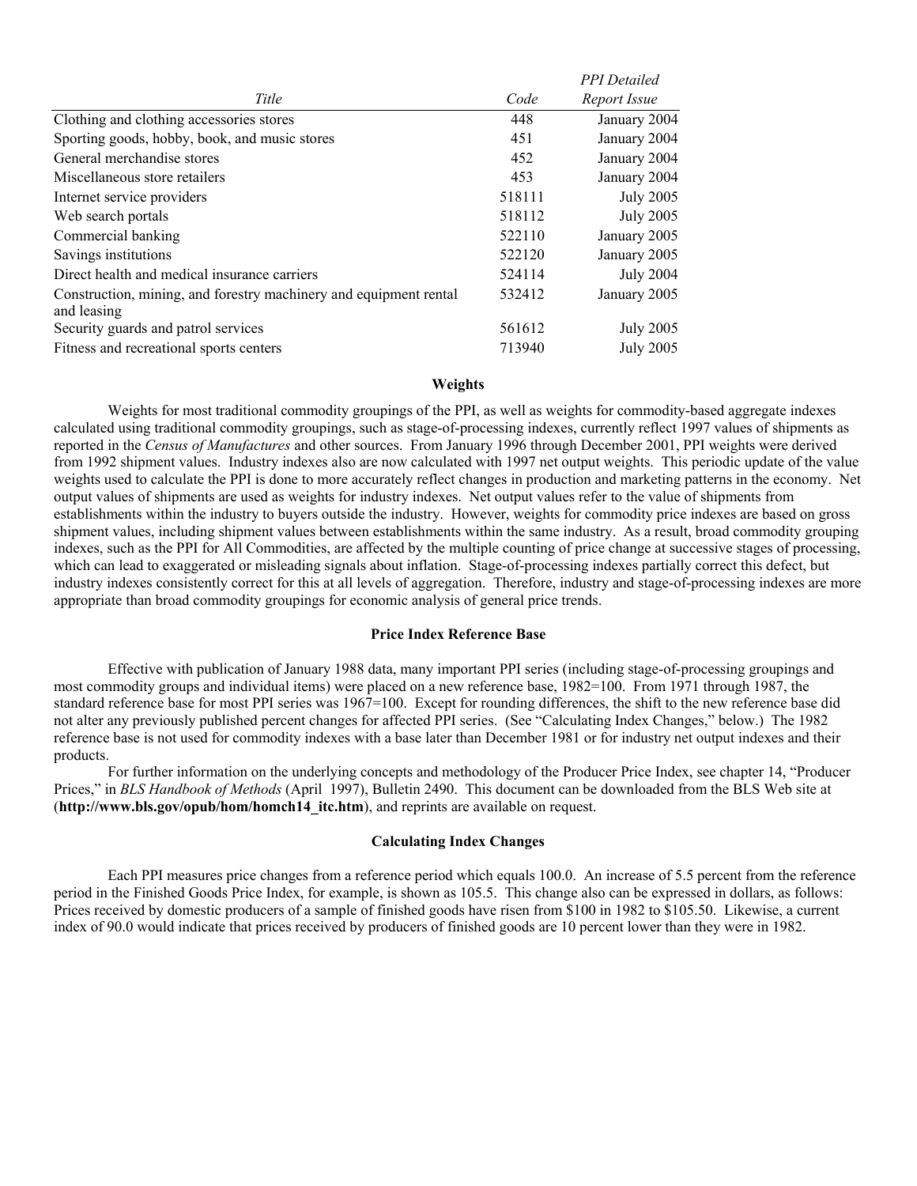| Title | Code | PPI Detailed Report Issue |
|---|---|---|
| Clothing and clothing accessories stores | 448 | January 2004 |
| Sporting goods, hobby, book, and music stores | 451 | January 2004 |
| General merchandise stores | 452 | January 2004 |
| Miscellaneous store retailers | 453 | January 2004 |
| Internet service providers | 518111 | July 2005 |
| Web search portals | 518112 | July 2005 |
| Commercial banking | 522110 | January 2005 |
| Savings institutions | 522120 | January 2005 |
| Direct health and medical insurance carriers | 524114 | July 2004 |
| Construction, mining, and forestry machinery and equipment rental and leasing | 532412 | January 2005 |
| Security guards and patrol services | 561612 | July 2005 |
| Fitness and recreational sports centers | 713940 | July 2005 |

### Weights

Weights for most traditional commodity groupings of the PPI, as well as weights for commodity-based aggregate indexes calculated using traditional commodity groupings, such as stage-of-processing indexes, currently reflect 1997 values of shipments as reported in the *Census of Manufactures* and other sources. From January 1996 through December 2001, PPI weights were derived from 1992 shipment values. Industry indexes also are now calculated with 1997 net output weights. This periodic update of the value weights used to calculate the PPI is done to more accurately reflect changes in production and marketing patterns in the economy. Net output values of shipments are used as weights for industry indexes. Net output values refer to the value of shipments from establishments within the industry to buyers outside the industry. However, weights for commodity price indexes are based on gross shipment values, including shipment values between establishments within the same industry. As a result, broad commodity grouping indexes, such as the PPI for All Commodities, are affected by the multiple counting of price change at successive stages of processing, which can lead to exaggerated or misleading signals about inflation. Stage-of-processing indexes partially correct this defect, but industry indexes consistently correct for this at all levels of aggregation. Therefore, industry and stage-of-processing indexes are more appropriate than broad commodity groupings for economic analysis of general price trends.

### Price Index Reference Base

Effective with publication of January 1988 data, many important PPI series (including stage-of-processing groupings and most commodity groups and individual items) were placed on a new reference base, 1982=100. From 1971 through 1987, the standard reference base for most PPI series was 1967=100. Except for rounding differences, the shift to the new reference base did not alter any previously published percent changes for affected PPI series. (See "Calculating Index Changes," below.) The 1982 reference base is not used for commodity indexes with a base later than December 1981 or for industry net output indexes and their products.

For further information on the underlying concepts and methodology of the Producer Price Index, see chapter 14, "Producer Prices," in *BLS Handbook of Methods* (April 1997), Bulletin 2490. This document can be downloaded from the BLS Web site at (**http://www.bls.gov/opub/hom/homch14_itc.htm**), and reprints are available on request.

### Calculating Index Changes

Each PPI measures price changes from a reference period which equals 100.0. An increase of 5.5 percent from the reference period in the Finished Goods Price Index, for example, is shown as 105.5. This change also can be expressed in dollars, as follows: Prices received by domestic producers of a sample of finished goods have risen from $100 in 1982 to $105.50. Likewise, a current index of 90.0 would indicate that prices received by producers of finished goods are 10 percent lower than they were in 1982.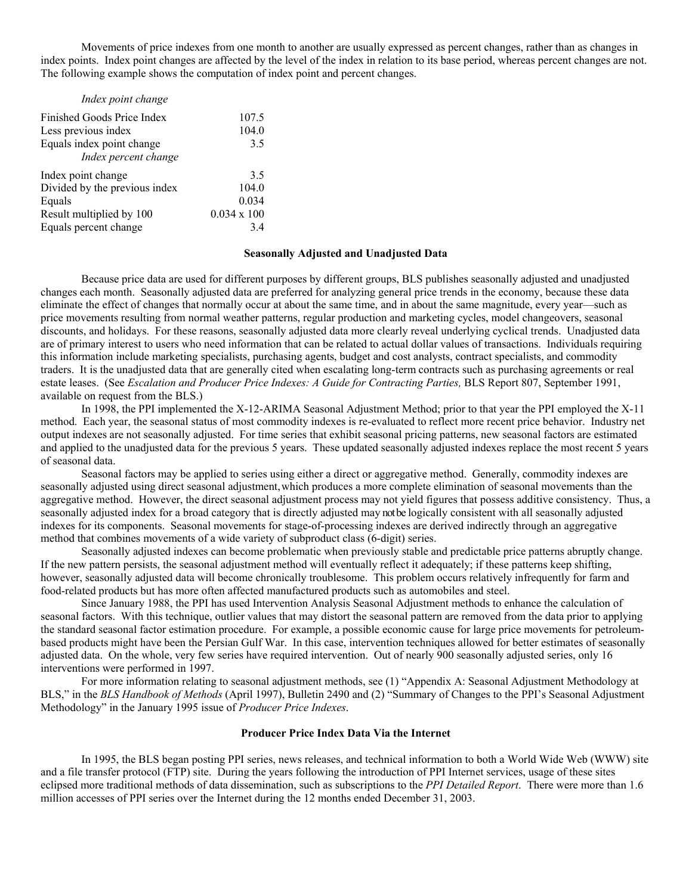Movements of price indexes from one month to another are usually expressed as percent changes, rather than as changes in index points. Index point changes are affected by the level of the index in relation to its base period, whereas percent changes are not. The following example shows the computation of index point and percent changes.

| *Index point change* | |
|---|---|
| Finished Goods Price Index | 107.5 |
| Less previous index | 104.0 |
| Equals index point change | 3.5 |
| *Index percent change* | |
| Index point change | 3.5 |
| Divided by the previous index | 104.0 |
| Equals | 0.034 |
| Result multiplied by 100 | 0.034 x 100 |
| Equals percent change | 3.4 |

### Seasonally Adjusted and Unadjusted Data

Because price data are used for different purposes by different groups, BLS publishes seasonally adjusted and unadjusted changes each month. Seasonally adjusted data are preferred for analyzing general price trends in the economy, because these data eliminate the effect of changes that normally occur at about the same time, and in about the same magnitude, every year—such as price movements resulting from normal weather patterns, regular production and marketing cycles, model changeovers, seasonal discounts, and holidays. For these reasons, seasonally adjusted data more clearly reveal underlying cyclical trends. Unadjusted data are of primary interest to users who need information that can be related to actual dollar values of transactions. Individuals requiring this information include marketing specialists, purchasing agents, budget and cost analysts, contract specialists, and commodity traders. It is the unadjusted data that are generally cited when escalating long-term contracts such as purchasing agreements or real estate leases. (See *Escalation and Producer Price Indexes: A Guide for Contracting Parties,* BLS Report 807, September 1991, available on request from the BLS.)

In 1998, the PPI implemented the X-12-ARIMA Seasonal Adjustment Method; prior to that year the PPI employed the X-11 method. Each year, the seasonal status of most commodity indexes is re-evaluated to reflect more recent price behavior. Industry net output indexes are not seasonally adjusted. For time series that exhibit seasonal pricing patterns, new seasonal factors are estimated and applied to the unadjusted data for the previous 5 years. These updated seasonally adjusted indexes replace the most recent 5 years of seasonal data.

Seasonal factors may be applied to series using either a direct or aggregative method. Generally, commodity indexes are seasonally adjusted using direct seasonal adjustment, which produces a more complete elimination of seasonal movements than the aggregative method. However, the direct seasonal adjustment process may not yield figures that possess additive consistency. Thus, a seasonally adjusted index for a broad category that is directly adjusted may not be logically consistent with all seasonally adjusted indexes for its components. Seasonal movements for stage-of-processing indexes are derived indirectly through an aggregative method that combines movements of a wide variety of subproduct class (6-digit) series.

Seasonally adjusted indexes can become problematic when previously stable and predictable price patterns abruptly change. If the new pattern persists, the seasonal adjustment method will eventually reflect it adequately; if these patterns keep shifting, however, seasonally adjusted data will become chronically troublesome. This problem occurs relatively infrequently for farm and food-related products but has more often affected manufactured products such as automobiles and steel.

Since January 1988, the PPI has used Intervention Analysis Seasonal Adjustment methods to enhance the calculation of seasonal factors. With this technique, outlier values that may distort the seasonal pattern are removed from the data prior to applying the standard seasonal factor estimation procedure. For example, a possible economic cause for large price movements for petroleum-based products might have been the Persian Gulf War. In this case, intervention techniques allowed for better estimates of seasonally adjusted data. On the whole, very few series have required intervention. Out of nearly 900 seasonally adjusted series, only 16 interventions were performed in 1997.

For more information relating to seasonal adjustment methods, see (1) "Appendix A: Seasonal Adjustment Methodology at BLS," in the *BLS Handbook of Methods* (April 1997), Bulletin 2490 and (2) "Summary of Changes to the PPI's Seasonal Adjustment Methodology" in the January 1995 issue of *Producer Price Indexes*.

### Producer Price Index Data Via the Internet

In 1995, the BLS began posting PPI series, news releases, and technical information to both a World Wide Web (WWW) site and a file transfer protocol (FTP) site. During the years following the introduction of PPI Internet services, usage of these sites eclipsed more traditional methods of data dissemination, such as subscriptions to the *PPI Detailed Report*. There were more than 1.6 million accesses of PPI series over the Internet during the 12 months ended December 31, 2003.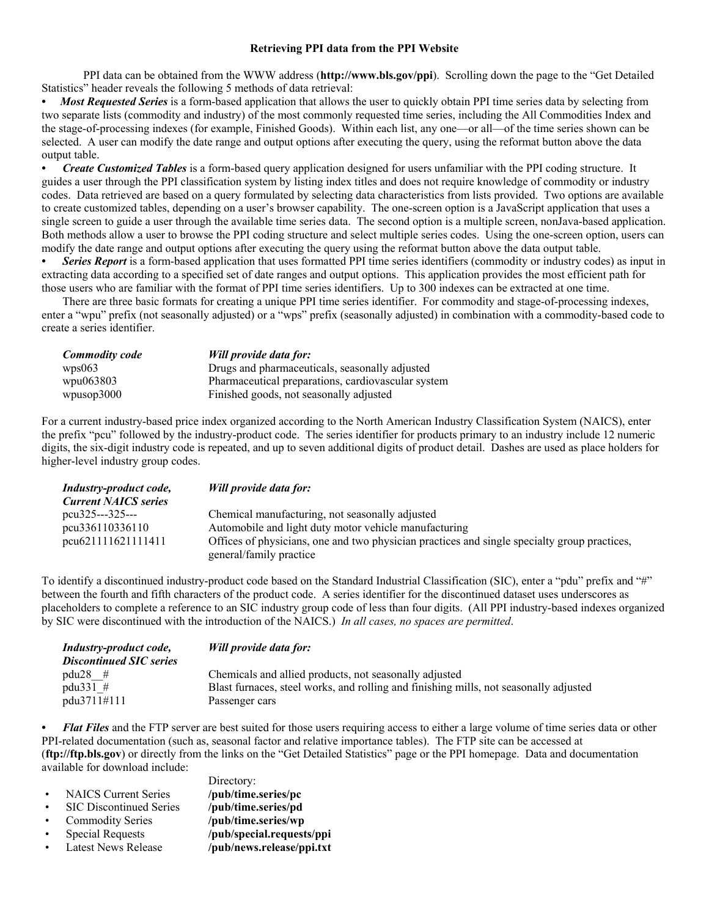### Retrieving PPI data from the PPI Website

PPI data can be obtained from the WWW address (**http://www.bls.gov/ppi**). Scrolling down the page to the "Get Detailed Statistics" header reveals the following 5 methods of data retrieval:

- ***Most Requested Series*** is a form-based application that allows the user to quickly obtain PPI time series data by selecting from two separate lists (commodity and industry) of the most commonly requested time series, including the All Commodities Index and the stage-of-processing indexes (for example, Finished Goods). Within each list, any one—or all—of the time series shown can be selected. A user can modify the date range and output options after executing the query, using the reformat button above the data output table.
- ***Create Customized Tables*** is a form-based query application designed for users unfamiliar with the PPI coding structure. It guides a user through the PPI classification system by listing index titles and does not require knowledge of commodity or industry codes. Data retrieved are based on a query formulated by selecting data characteristics from lists provided. Two options are available to create customized tables, depending on a user's browser capability. The one-screen option is a JavaScript application that uses a single screen to guide a user through the available time series data. The second option is a multiple screen, nonJava-based application. Both methods allow a user to browse the PPI coding structure and select multiple series codes. Using the one-screen option, users can modify the date range and output options after executing the query using the reformat button above the data output table.
- ***Series Report*** is a form-based application that uses formatted PPI time series identifiers (commodity or industry codes) as input in extracting data according to a specified set of date ranges and output options. This application provides the most efficient path for those users who are familiar with the format of PPI time series identifiers. Up to 300 indexes can be extracted at one time.

There are three basic formats for creating a unique PPI time series identifier. For commodity and stage-of-processing indexes, enter a "wpu" prefix (not seasonally adjusted) or a "wps" prefix (seasonally adjusted) in combination with a commodity-based code to create a series identifier.

| ***Commodity code*** | ***Will provide data for:*** |
|---|---|
| wps063 | Drugs and pharmaceuticals, seasonally adjusted |
| wpu063803 | Pharmaceutical preparations, cardiovascular system |
| wpusop3000 | Finished goods, not seasonally adjusted |

For a current industry-based price index organized according to the North American Industry Classification System (NAICS), enter the prefix "pcu" followed by the industry-product code. The series identifier for products primary to an industry include 12 numeric digits, the six-digit industry code is repeated, and up to seven additional digits of product detail. Dashes are used as place holders for higher-level industry group codes.

| ***Industry-product code, Current NAICS series*** | ***Will provide data for:*** |
|---|---|
| pcu325---325--- | Chemical manufacturing, not seasonally adjusted |
| pcu336110336110 | Automobile and light duty motor vehicle manufacturing |
| pcu621111621111411 | Offices of physicians, one and two physician practices and single specialty group practices, general/family practice |

To identify a discontinued industry-product code based on the Standard Industrial Classification (SIC), enter a "pdu" prefix and "#" between the fourth and fifth characters of the product code. A series identifier for the discontinued dataset uses underscores as placeholders to complete a reference to an SIC industry group code of less than four digits. (All PPI industry-based indexes organized by SIC were discontinued with the introduction of the NAICS.) *In all cases, no spaces are permitted*.

| ***Industry-product code, Discontinued SIC series*** | ***Will provide data for:*** |
|---|---|
| pdu28__# | Chemicals and allied products, not seasonally adjusted |
| pdu331_# | Blast furnaces, steel works, and rolling and finishing mills, not seasonally adjusted |
| pdu3711#111 | Passenger cars |

- ***Flat Files*** and the FTP server are best suited for those users requiring access to either a large volume of time series data or other PPI-related documentation (such as, seasonal factor and relative importance tables). The FTP site can be accessed at (**ftp://ftp.bls.gov**) or directly from the links on the "Get Detailed Statistics" page or the PPI homepage. Data and documentation available for download include:

| | Directory: |
|---|---|
| • NAICS Current Series | **/pub/time.series/pc** |
| • SIC Discontinued Series | **/pub/time.series/pd** |
| • Commodity Series | **/pub/time.series/wp** |
| • Special Requests | **/pub/special.requests/ppi** |
| • Latest News Release | **/pub/news.release/ppi.txt** |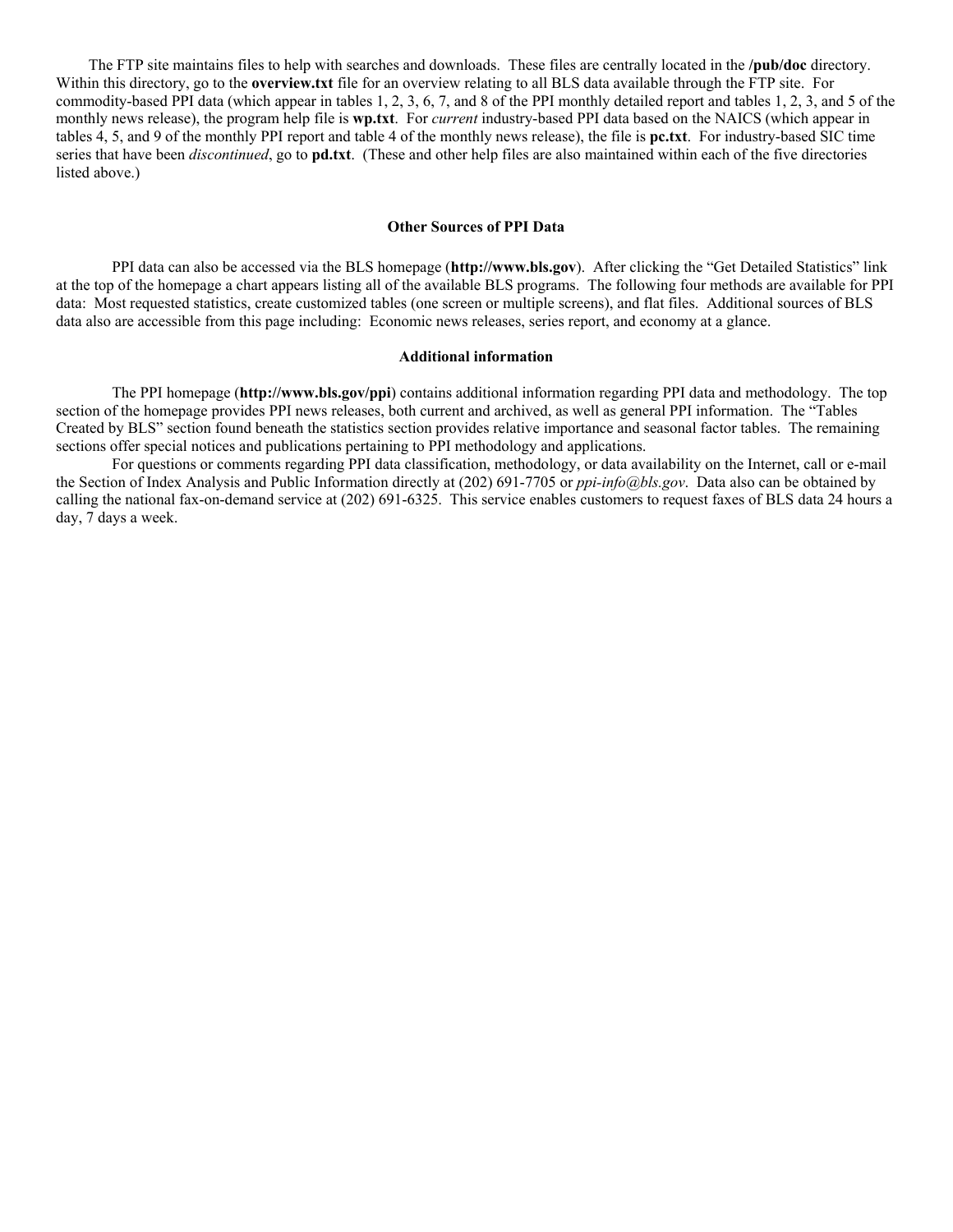The FTP site maintains files to help with searches and downloads. These files are centrally located in the **/pub/doc** directory. Within this directory, go to the **overview.txt** file for an overview relating to all BLS data available through the FTP site. For commodity-based PPI data (which appear in tables 1, 2, 3, 6, 7, and 8 of the PPI monthly detailed report and tables 1, 2, 3, and 5 of the monthly news release), the program help file is **wp.txt**. For *current* industry-based PPI data based on the NAICS (which appear in tables 4, 5, and 9 of the monthly PPI report and table 4 of the monthly news release), the file is **pc.txt**. For industry-based SIC time series that have been *discontinued*, go to **pd.txt**. (These and other help files are also maintained within each of the five directories listed above.)

### Other Sources of PPI Data

PPI data can also be accessed via the BLS homepage (**http://www.bls.gov**). After clicking the "Get Detailed Statistics" link at the top of the homepage a chart appears listing all of the available BLS programs. The following four methods are available for PPI data: Most requested statistics, create customized tables (one screen or multiple screens), and flat files. Additional sources of BLS data also are accessible from this page including: Economic news releases, series report, and economy at a glance.

### Additional information

The PPI homepage (**http://www.bls.gov/ppi**) contains additional information regarding PPI data and methodology. The top section of the homepage provides PPI news releases, both current and archived, as well as general PPI information. The "Tables Created by BLS" section found beneath the statistics section provides relative importance and seasonal factor tables. The remaining sections offer special notices and publications pertaining to PPI methodology and applications.

For questions or comments regarding PPI data classification, methodology, or data availability on the Internet, call or e-mail the Section of Index Analysis and Public Information directly at (202) 691-7705 or *ppi-info@bls.gov*. Data also can be obtained by calling the national fax-on-demand service at (202) 691-6325. This service enables customers to request faxes of BLS data 24 hours a day, 7 days a week.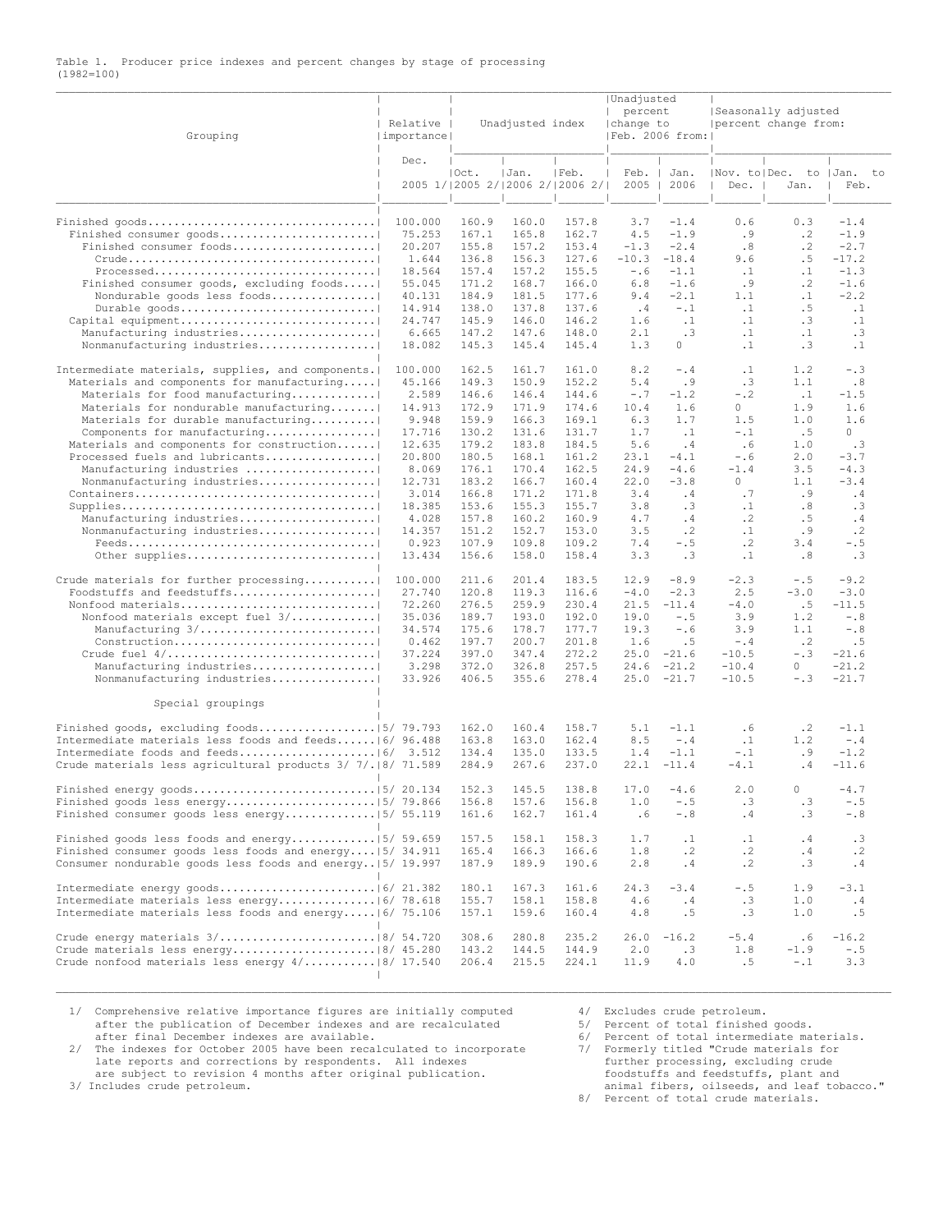Table 1. Producer price indexes and percent changes by stage of processing
(1982=100)

| Grouping | Relative importance Dec. 2005 1/ | Unadjusted index Oct. 2005 2/ | Unadjusted index Jan. 2006 2/ | Unadjusted index Feb. 2006 2/ | Unadjusted percent change to Feb. 2006 from: Feb. 2005 | Unadjusted percent change to Feb. 2006 from: Jan. 2006 | Seasonally adjusted percent change from: Nov. to Dec. | Seasonally adjusted percent change from: Dec. to Jan. | Seasonally adjusted percent change from: Jan. to Feb. |
|---|---|---|---|---|---|---|---|---|---|
| Finished goods | 100.000 | 160.9 | 160.0 | 157.8 | 3.7 | -1.4 | 0.6 | 0.3 | -1.4 |
| Finished consumer goods | 75.253 | 167.1 | 165.8 | 162.7 | 4.5 | -1.9 | .9 | .2 | -1.9 |
| Finished consumer foods | 20.207 | 155.8 | 157.2 | 153.4 | -1.3 | -2.4 | .8 | .2 | -2.7 |
| Crude | 1.644 | 136.8 | 156.3 | 127.6 | -10.3 | -18.4 | 9.6 | .5 | -17.2 |
| Processed | 18.564 | 157.4 | 157.2 | 155.5 | -.6 | -1.1 | .1 | .1 | -1.3 |
| Finished consumer goods, excluding foods | 55.045 | 171.2 | 168.7 | 166.0 | 6.8 | -1.6 | .9 | .2 | -1.6 |
| Nondurable goods less foods | 40.131 | 184.9 | 181.5 | 177.6 | 9.4 | -2.1 | 1.1 | .1 | -2.2 |
| Durable goods | 14.914 | 138.0 | 137.8 | 137.6 | .4 | -.1 | .1 | .5 | .1 |
| Capital equipment | 24.747 | 145.9 | 146.0 | 146.2 | 1.6 | .1 | .1 | .3 | .1 |
| Manufacturing industries | 6.665 | 147.2 | 147.6 | 148.0 | 2.1 | .3 | .1 | .1 | .3 |
| Nonmanufacturing industries | 18.082 | 145.3 | 145.4 | 145.4 | 1.3 | 0 | .1 | .3 | .1 |
| Intermediate materials, supplies, and components | 100.000 | 162.5 | 161.7 | 161.0 | 8.2 | -.4 | .1 | 1.2 | -.3 |
| Materials and components for manufacturing | 45.166 | 149.3 | 150.9 | 152.2 | 5.4 | .9 | .3 | 1.1 | .8 |
| Materials for food manufacturing | 2.589 | 146.6 | 146.4 | 144.6 | -.7 | -1.2 | -.2 | .1 | -1.5 |
| Materials for nondurable manufacturing | 14.913 | 172.9 | 171.9 | 174.6 | 10.4 | 1.6 | 0 | 1.9 | 1.6 |
| Materials for durable manufacturing | 9.948 | 159.9 | 166.3 | 169.1 | 6.3 | 1.7 | 1.5 | 1.0 | 1.6 |
| Components for manufacturing | 17.716 | 130.2 | 131.6 | 131.7 | 1.7 | .1 | -.1 | .5 | 0 |
| Materials and components for construction | 12.635 | 179.2 | 183.8 | 184.5 | 5.6 | .4 | .6 | 1.0 | .3 |
| Processed fuels and lubricants | 20.800 | 180.5 | 168.1 | 161.2 | 23.1 | -4.1 | -.6 | 2.0 | -3.7 |
| Manufacturing industries | 8.069 | 176.1 | 170.4 | 162.5 | 24.9 | -4.6 | -1.4 | 3.5 | -4.3 |
| Nonmanufacturing industries | 12.731 | 183.2 | 166.7 | 160.4 | 22.0 | -3.8 | 0 | 1.1 | -3.4 |
| Containers | 3.014 | 166.8 | 171.2 | 171.8 | 3.4 | .4 | .7 | .9 | .4 |
| Supplies | 18.385 | 153.6 | 155.3 | 155.7 | 3.8 | .3 | .1 | .8 | .3 |
| Manufacturing industries | 4.028 | 157.8 | 160.2 | 160.9 | 4.7 | .4 | .2 | .5 | .4 |
| Nonmanufacturing industries | 14.357 | 151.2 | 152.7 | 153.0 | 3.5 | .2 | .1 | .9 | .2 |
| Feeds | 0.923 | 107.9 | 109.8 | 109.2 | 7.4 | -.5 | .2 | 3.4 | -.5 |
| Other supplies | 13.434 | 156.6 | 158.0 | 158.4 | 3.3 | .3 | .1 | .8 | .3 |
| Crude materials for further processing | 100.000 | 211.6 | 201.4 | 183.5 | 12.9 | -8.9 | -2.3 | -.5 | -9.2 |
| Foodstuffs and feedstuffs | 27.740 | 120.8 | 119.3 | 116.6 | -4.0 | -2.3 | 2.5 | -3.0 | -3.0 |
| Nonfood materials | 72.260 | 276.5 | 259.9 | 230.4 | 21.5 | -11.4 | -4.0 | .5 | -11.5 |
| Nonfood materials except fuel 3/ | 35.036 | 189.7 | 193.0 | 192.0 | 19.0 | -.5 | 3.9 | 1.2 | -.8 |
| Manufacturing 3/ | 34.574 | 175.6 | 178.7 | 177.7 | 19.3 | -.6 | 3.9 | 1.1 | -.8 |
| Construction | 0.462 | 197.7 | 200.7 | 201.8 | 1.6 | .5 | -.4 | .2 | .5 |
| Crude fuel 4/ | 37.224 | 397.0 | 347.4 | 272.2 | 25.0 | -21.6 | -10.5 | -.3 | -21.6 |
| Manufacturing industries | 3.298 | 372.0 | 326.8 | 257.5 | 24.6 | -21.2 | -10.4 | 0 | -21.2 |
| Nonmanufacturing industries | 33.926 | 406.5 | 355.6 | 278.4 | 25.0 | -21.7 | -10.5 | -.3 | -21.7 |
| **Special groupings** | | | | | | | | | |
| Finished goods, excluding foods | 5/ 79.793 | 162.0 | 160.4 | 158.7 | 5.1 | -1.1 | .6 | .2 | -1.1 |
| Intermediate materials less foods and feeds | 6/ 96.488 | 163.8 | 163.0 | 162.4 | 8.5 | -.4 | .1 | 1.2 | -.4 |
| Intermediate foods and feeds | 6/ 3.512 | 134.4 | 135.0 | 133.5 | 1.4 | -1.1 | -.1 | .9 | -1.2 |
| Crude materials less agricultural products 3/ 7/ | 8/ 71.589 | 284.9 | 267.6 | 237.0 | 22.1 | -11.4 | -4.1 | .4 | -11.6 |
| Finished energy goods | 5/ 20.134 | 152.3 | 145.5 | 138.8 | 17.0 | -4.6 | 2.0 | 0 | -4.7 |
| Finished goods less energy | 5/ 79.866 | 156.8 | 157.6 | 156.8 | 1.0 | -.5 | .3 | .3 | -.5 |
| Finished consumer goods less energy | 5/ 55.119 | 161.6 | 162.7 | 161.4 | .6 | -.8 | .4 | .3 | -.8 |
| Finished goods less foods and energy | 5/ 59.659 | 157.5 | 158.1 | 158.3 | 1.7 | .1 | .1 | .4 | .3 |
| Finished consumer goods less foods and energy | 5/ 34.911 | 165.4 | 166.3 | 166.6 | 1.8 | .2 | .2 | .4 | .2 |
| Consumer nondurable goods less foods and energy | 5/ 19.997 | 187.9 | 189.9 | 190.6 | 2.8 | .4 | .2 | .3 | .4 |
| Intermediate energy goods | 6/ 21.382 | 180.1 | 167.3 | 161.6 | 24.3 | -3.4 | -.5 | 1.9 | -3.1 |
| Intermediate materials less energy | 6/ 78.618 | 155.7 | 158.1 | 158.8 | 4.6 | .4 | .3 | 1.0 | .4 |
| Intermediate materials less foods and energy | 6/ 75.106 | 157.1 | 159.6 | 160.4 | 4.8 | .5 | .3 | 1.0 | .5 |
| Crude energy materials 3/ | 8/ 54.720 | 308.6 | 280.8 | 235.2 | 26.0 | -16.2 | -5.4 | .6 | -16.2 |
| Crude materials less energy | 8/ 45.280 | 143.2 | 144.5 | 144.9 | 2.0 | .3 | 1.8 | -1.9 | -.5 |
| Crude nonfood materials less energy 4/ | 8/ 17.540 | 206.4 | 215.5 | 224.1 | 11.9 | 4.0 | .5 | -.1 | 3.3 |

1/ Comprehensive relative importance figures are initially computed after the publication of December indexes and are recalculated after final December indexes are available.
2/ The indexes for October 2005 have been recalculated to incorporate late reports and corrections by respondents. All indexes are subject to revision 4 months after original publication.
3/ Includes crude petroleum.
4/ Excludes crude petroleum.
5/ Percent of total finished goods.
6/ Percent of total intermediate materials.
7/ Formerly titled "Crude materials for further processing, excluding crude foodstuffs and feedstuffs, plant and animal fibers, oilseeds, and leaf tobacco."
8/ Percent of total crude materials.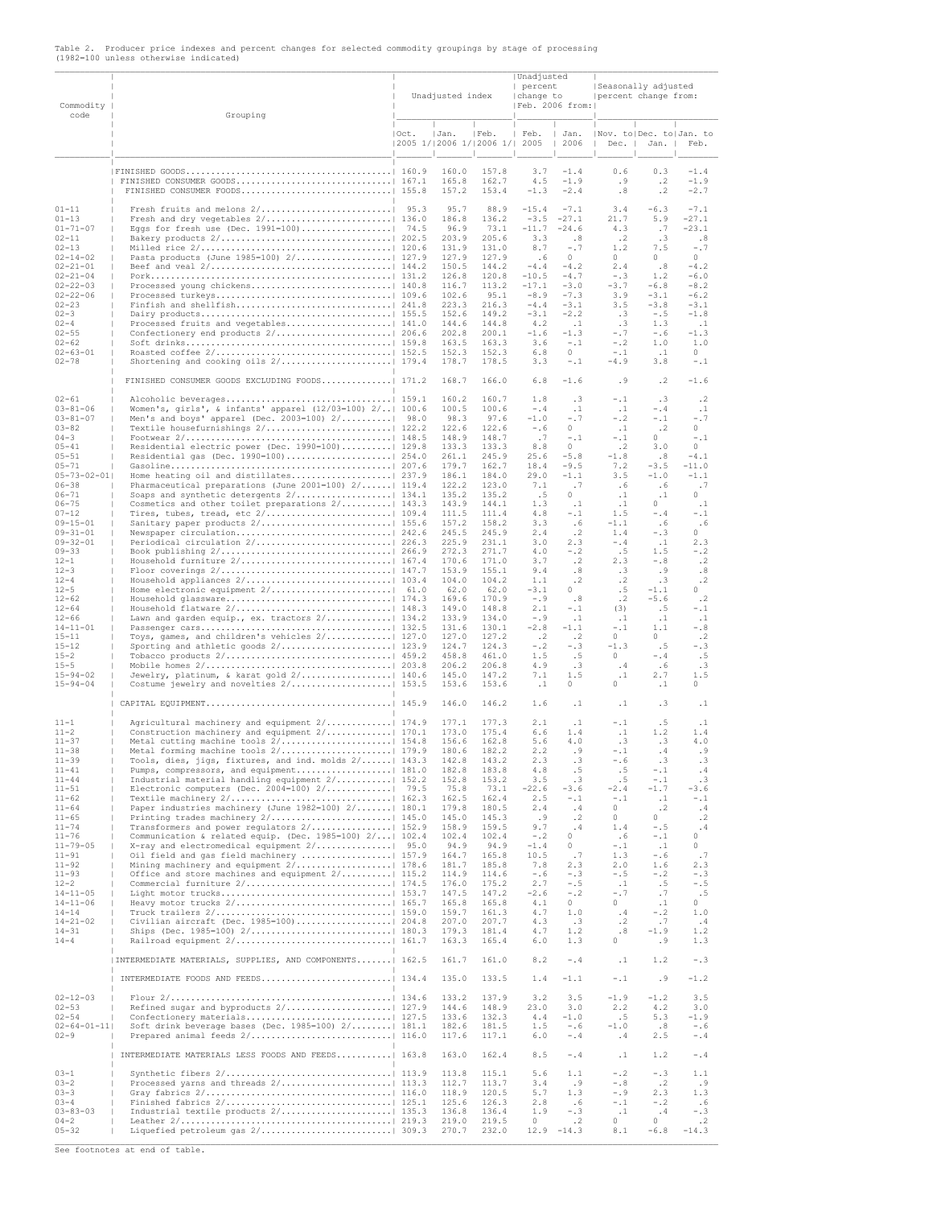Table 2. Producer price indexes and percent changes for selected commodity groupings by stage of processing
(1982=100 unless otherwise indicated)

| Commodity code | Grouping | Unadjusted index | | | Unadjusted percent change to Feb. 2006 from: | | Seasonally adjusted percent change from: | | |
|---|---|---|---|---|---|---|---|---|---|
| | | Oct. 2005 1/ | Jan. 2006 1/ | Feb. 2006 1/ | Feb. 2005 | Jan. 2006 | Nov. to Dec. | Dec. to Jan. | Jan. to Feb. |
| | FINISHED GOODS | 160.9 | 160.0 | 157.8 | 3.7 | -1.4 | 0.6 | 0.3 | -1.4 |
| | FINISHED CONSUMER GOODS | 167.1 | 165.8 | 162.7 | 4.5 | -1.9 | .9 | .2 | -1.9 |
| | FINISHED CONSUMER FOODS | 155.8 | 157.2 | 153.4 | -1.3 | -2.4 | .8 | .2 | -2.7 |
| 01-11 | Fresh fruits and melons 2/ | 95.3 | 95.7 | 88.9 | -15.4 | -7.1 | 3.4 | -6.3 | -7.1 |
| 01-13 | Fresh and dry vegetables 2/ | 136.0 | 186.8 | 136.2 | -3.5 | -27.1 | 21.7 | 5.9 | -27.1 |
| 01-71-07 | Eggs for fresh use (Dec. 1991=100) | 74.5 | 96.9 | 73.1 | -11.7 | -24.6 | 4.3 | .7 | -23.1 |
| 02-11 | Bakery products 2/ | 202.5 | 203.9 | 205.6 | 3.3 | .8 | .2 | .3 | .8 |
| 02-13 | Milled rice 2/ | 120.6 | 131.9 | 131.0 | 8.7 | -.7 | 1.2 | 7.5 | -.7 |
| 02-14-02 | Pasta products (June 1985=100) 2/ | 127.9 | 127.9 | 127.9 | .6 | 0 | 0 | 0 | 0 |
| 02-21-01 | Beef and veal 2/ | 144.2 | 150.5 | 144.2 | -4.4 | -4.2 | 2.4 | .8 | -4.2 |
| 02-21-04 | Pork | 131.2 | 126.8 | 120.8 | -10.5 | -4.7 | -.3 | 1.2 | -6.0 |
| 02-22-03 | Processed young chickens | 140.8 | 116.7 | 113.2 | -17.1 | -3.0 | -3.7 | -6.8 | -8.2 |
| 02-22-06 | Processed turkeys | 109.6 | 102.6 | 95.1 | -8.9 | -7.3 | 3.9 | -3.1 | -6.2 |
| 02-23 | Finfish and shellfish | 241.8 | 223.3 | 216.3 | -4.4 | -3.1 | 3.5 | -3.8 | -3.1 |
| 02-3 | Dairy products | 155.5 | 152.6 | 149.2 | -3.1 | -2.2 | .3 | -.5 | -1.8 |
| 02-4 | Processed fruits and vegetables | 141.0 | 144.6 | 144.8 | 4.2 | .1 | .3 | 1.3 | .1 |
| 02-55 | Confectionery end products 2/ | 206.6 | 202.8 | 200.1 | -1.6 | -1.3 | -.7 | -.6 | -1.3 |
| 02-62 | Soft drinks | 159.8 | 163.5 | 163.3 | 3.6 | -.1 | -.2 | 1.0 | 1.0 |
| 02-63-01 | Roasted coffee 2/ | 152.5 | 152.3 | 152.3 | 6.8 | 0 | -.1 | .1 | 0 |
| 02-78 | Shortening and cooking oils 2/ | 179.4 | 178.7 | 178.5 | 3.3 | -.1 | -4.9 | 3.8 | -.1 |
| | FINISHED CONSUMER GOODS EXCLUDING FOODS | 171.2 | 168.7 | 166.0 | 6.8 | -1.6 | .9 | .2 | -1.6 |
| 02-61 | Alcoholic beverages | 159.1 | 160.2 | 160.7 | 1.8 | .3 | -.1 | .3 | .2 |
| 03-81-06 | Women's, girls', & infants' apparel (12/03=100) 2/ | 100.6 | 100.5 | 100.6 | -.4 | .1 | .1 | -.4 | .1 |
| 03-81-07 | Men's and boys' apparel (Dec. 2003=100) 2/ | 98.0 | 98.3 | 97.6 | -1.0 | -.7 | -.2 | -.1 | -.7 |
| 03-82 | Textile housefurnishings 2/ | 122.2 | 122.6 | 122.6 | -.6 | 0 | .1 | .2 | 0 |
| 04-3 | Footwear 2/ | 148.5 | 148.9 | 148.7 | .7 | -.1 | .1 | 0 | -.1 |
| 05-41 | Residential electric power (Dec. 1990=100) | 129.8 | 133.3 | 133.3 | 8.8 | 0 | .2 | 3.0 | 0 |
| 05-51 | Residential gas (Dec. 1990=100) | 254.0 | 261.1 | 245.9 | 25.6 | -5.8 | -1.8 | .8 | -4.1 |
| 05-71 | Gasoline | 207.6 | 179.7 | 162.7 | 18.4 | -9.5 | 7.2 | -3.5 | -11.0 |
| 05-73-02-01 | Home heating oil and distillates | 237.9 | 186.1 | 184.0 | 29.0 | -1.1 | 3.5 | -1.0 | -1.1 |
| 06-38 | Pharmaceutical preparations (June 2001=100) 2/ | 119.4 | 122.2 | 123.0 | 7.1 | .7 | .6 | .6 | .7 |
| 06-71 | Soaps and synthetic detergents 2/ | 134.1 | 135.2 | 135.2 | .5 | 0 | .1 | .1 | 0 |
| 06-75 | Cosmetics and other toilet preparations 2/ | 143.3 | 143.9 | 144.1 | 1.3 | .1 | .1 | 0 | .1 |
| 07-12 | Tires, tubes, tread, etc 2/ | 109.4 | 111.5 | 111.4 | 4.8 | -.1 | 1.5 | -.4 | -.1 |
| 09-15-01 | Sanitary paper products 2/ | 155.6 | 157.2 | 158.2 | 3.3 | .6 | -1.1 | .6 | .6 |
| 09-31-01 | Newspaper circulation | 242.6 | 245.5 | 245.9 | 2.4 | .2 | 1.4 | -.3 | 0 |
| 09-32-01 | Periodical circulation 2/ | 226.3 | 225.9 | 231.1 | 3.0 | 2.3 | -.4 | .1 | 2.3 |
| 09-33 | Book publishing 2/ | 266.9 | 272.3 | 271.7 | 4.0 | -.2 | .5 | 1.5 | -.2 |
| 12-1 | Household furniture 2/ | 167.4 | 170.6 | 171.0 | 3.7 | .2 | 2.3 | -.8 | .2 |
| 12-3 | Floor coverings 2/ | 147.7 | 153.9 | 155.1 | 9.4 | .8 | .3 | .9 | .8 |
| 12-4 | Household appliances 2/ | 103.4 | 104.0 | 104.2 | 1.1 | .2 | .2 | .3 | .2 |
| 12-5 | Home electronic equipment 2/ | 61.0 | 62.0 | 62.0 | -3.1 | 0 | .5 | -1.1 | 0 |
| 12-62 | Household glassware | 174.3 | 169.6 | 170.9 | -.9 | .8 | .2 | -5.6 | .2 |
| 12-64 | Household flatware 2/ | 148.3 | 149.0 | 148.8 | 2.1 | -.1 | (3) | .5 | -.1 |
| 12-66 | Lawn and garden equip., ex. tractors 2/ | 134.2 | 133.9 | 134.0 | -.9 | .1 | .1 | .1 | .1 |
| 14-11-01 | Passenger cars | 132.5 | 131.6 | 130.1 | -2.8 | -1.1 | -.1 | 1.1 | -.8 |
| 15-11 | Toys, games, and children's vehicles 2/ | 127.0 | 127.0 | 127.2 | .2 | .2 | 0 | 0 | .2 |
| 15-12 | Sporting and athletic goods 2/ | 123.9 | 124.7 | 124.3 | -.2 | -.3 | -1.3 | .5 | -.3 |
| 15-2 | Tobacco products 2/ | 459.2 | 458.8 | 461.0 | 1.5 | .5 | 0 | -.4 | .5 |
| 15-5 | Mobile homes 2/ | 203.8 | 206.2 | 206.8 | 4.9 | .3 | .4 | .6 | .3 |
| 15-94-02 | Jewelry, platinum, & karat gold 2/ | 140.6 | 145.0 | 147.2 | 7.1 | 1.5 | .1 | 2.7 | 1.5 |
| 15-94-04 | Costume jewelry and novelties 2/ | 153.5 | 153.6 | 153.6 | .1 | 0 | 0 | .1 | 0 |
| | CAPITAL EQUIPMENT | 145.9 | 146.0 | 146.2 | 1.6 | .1 | .1 | .3 | .1 |
| 11-1 | Agricultural machinery and equipment 2/ | 174.9 | 177.1 | 177.3 | 2.1 | .1 | -.1 | .5 | .1 |
| 11-2 | Construction machinery and equipment 2/ | 170.1 | 173.0 | 175.4 | 6.6 | 1.4 | .1 | 1.2 | 1.4 |
| 11-37 | Metal cutting machine tools 2/ | 154.8 | 156.6 | 162.8 | 5.6 | 4.0 | .3 | .3 | 4.0 |
| 11-38 | Metal forming machine tools 2/ | 179.9 | 180.6 | 182.2 | 2.2 | .9 | -.1 | .4 | .9 |
| 11-39 | Tools, dies, jigs, fixtures, and ind. molds 2/ | 143.3 | 142.8 | 143.2 | 2.3 | .3 | -.6 | .3 | .3 |
| 11-41 | Pumps, compressors, and equipment | 181.0 | 182.8 | 183.8 | 4.8 | .5 | .5 | -.1 | .4 |
| 11-44 | Industrial material handling equipment 2/ | 152.2 | 152.8 | 153.2 | 3.5 | .3 | .5 | -.1 | .3 |
| 11-51 | Electronic computers (Dec. 2004=100) 2/ | 79.5 | 75.8 | 73.1 | -22.6 | -3.6 | -2.4 | -1.7 | -3.6 |
| 11-62 | Textile machinery 2/ | 162.3 | 162.5 | 162.4 | 2.5 | -.1 | -.1 | .1 | -.1 |
| 11-64 | Paper industries machinery (June 1982=100) 2/ | 180.1 | 179.8 | 180.5 | 2.4 | .4 | 0 | .2 | .4 |
| 11-65 | Printing trades machinery 2/ | 145.0 | 145.0 | 145.3 | .9 | .2 | 0 | 0 | .2 |
| 11-74 | Transformers and power regulators 2/ | 152.9 | 158.9 | 159.5 | 9.7 | .4 | 1.4 | -.5 | .4 |
| 11-76 | Communication & related equip. (Dec. 1985=100) 2/ | 102.4 | 102.4 | 102.4 | -.2 | 0 | .6 | -.1 | 0 |
| 11-79-05 | X-ray and electromedical equipment 2/ | 95.0 | 94.9 | 94.9 | -1.4 | 0 | -.1 | .1 | 0 |
| 11-91 | Oil field and gas field machinery | 157.9 | 164.7 | 165.8 | 10.5 | .7 | 1.3 | -.6 | .7 |
| 11-92 | Mining machinery and equipment 2/ | 178.6 | 181.7 | 185.8 | 7.8 | 2.3 | 2.0 | 1.6 | 2.3 |
| 11-93 | Office and store machines and equipment 2/ | 115.2 | 114.9 | 114.6 | -.6 | -.3 | -.5 | -.2 | -.3 |
| 12-2 | Commercial furniture 2/ | 174.5 | 176.0 | 175.2 | 2.7 | -.5 | .1 | .5 | -.5 |
| 14-11-05 | Light motor trucks | 153.7 | 147.5 | 147.2 | -2.6 | -.2 | -.7 | .7 | .5 |
| 14-11-06 | Heavy motor trucks 2/ | 165.7 | 165.8 | 165.8 | 4.1 | 0 | 0 | .1 | 0 |
| 14-14 | Truck trailers 2/ | 159.0 | 159.7 | 161.3 | 4.7 | 1.0 | .4 | -.2 | 1.0 |
| 14-21-02 | Civilian aircraft (Dec. 1985=100) | 204.8 | 207.0 | 207.7 | 4.3 | .3 | .2 | .7 | .4 |
| 14-31 | Ships (Dec. 1985=100) 2/ | 180.3 | 179.3 | 181.4 | 4.7 | 1.2 | .8 | -1.9 | 1.2 |
| 14-4 | Railroad equipment 2/ | 161.7 | 163.3 | 165.4 | 6.0 | 1.3 | 0 | .9 | 1.3 |
| | INTERMEDIATE MATERIALS, SUPPLIES, AND COMPONENTS | 162.5 | 161.7 | 161.0 | 8.2 | -.4 | .1 | 1.2 | -.3 |
| | INTERMEDIATE FOODS AND FEEDS | 134.4 | 135.0 | 133.5 | 1.4 | -1.1 | -.1 | .9 | -1.2 |
| 02-12-03 | Flour 2/ | 134.6 | 133.2 | 137.9 | 3.2 | 3.5 | -1.9 | -1.2 | 3.5 |
| 02-53 | Refined sugar and byproducts 2/ | 127.9 | 144.6 | 148.9 | 23.0 | 3.0 | 2.2 | 4.2 | 3.0 |
| 02-54 | Confectionery materials | 127.5 | 133.6 | 132.3 | 4.4 | -1.0 | .5 | 5.3 | -1.9 |
| 02-64-01-11 | Soft drink beverage bases (Dec. 1985=100) 2/ | 181.1 | 182.6 | 181.5 | 1.5 | -.6 | -1.0 | .8 | -.6 |
| 02-9 | Prepared animal feeds 2/ | 116.0 | 117.6 | 117.1 | 6.0 | -.4 | .4 | 2.5 | -.4 |
| | INTERMEDIATE MATERIALS LESS FOODS AND FEEDS | 163.8 | 163.0 | 162.4 | 8.5 | -.4 | .1 | 1.2 | -.4 |
| 03-1 | Synthetic fibers 2/ | 113.9 | 113.8 | 115.1 | 5.6 | 1.1 | -.2 | -.3 | 1.1 |
| 03-2 | Processed yarns and threads 2/ | 113.3 | 112.7 | 113.7 | 3.4 | .9 | -.8 | .2 | .9 |
| 03-3 | Gray fabrics 2/ | 116.0 | 118.9 | 120.5 | 5.7 | 1.3 | -.9 | 2.3 | 1.3 |
| 03-4 | Finished fabrics 2/ | 125.1 | 125.6 | 126.3 | 2.8 | .6 | -.1 | -.2 | .6 |
| 03-83-03 | Industrial textile products 2/ | 135.3 | 136.8 | 136.4 | 1.9 | -.3 | .1 | .4 | -.3 |
| 04-2 | Leather 2/ | 219.3 | 219.0 | 219.5 | 0 | .2 | 0 | 0 | .2 |
| 05-32 | Liquefied petroleum gas 2/ | 309.3 | 270.7 | 232.0 | 12.9 | -14.3 | 8.1 | -6.8 | -14.3 |

See footnotes at end of table.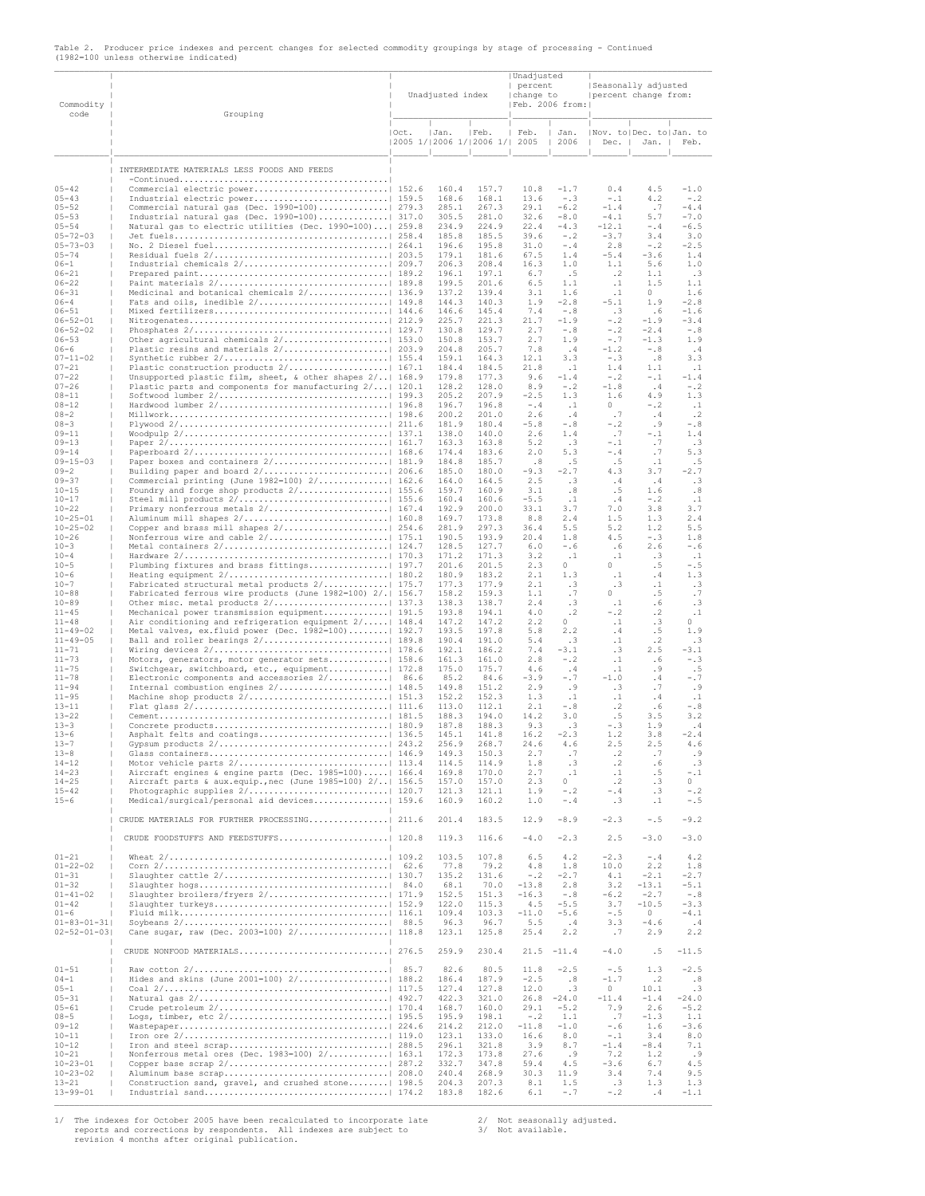Table 2. Producer price indexes and percent changes for selected commodity groupings by stage of processing - Continued
(1982=100 unless otherwise indicated)

| Commodity code | Grouping | Unadjusted index | | | Unadjusted percent change to Feb. 2006 from: | | Seasonally adjusted percent change from: | | |
|---|---|---|---|---|---|---|---|---|---|
| | | Oct. 2005 1/ | Jan. 2006 1/ | Feb. 2006 1/ | Feb. 2005 | Jan. 2006 | Nov. to Dec. | Dec. to Jan. | Jan. to Feb. |
| | INTERMEDIATE MATERIALS LESS FOODS AND FEEDS -Continued | | | | | | | | |
| 05-42 | Commercial electric power | 152.6 | 160.4 | 157.7 | 10.8 | -1.7 | 0.4 | 4.5 | -1.0 |
| 05-43 | Industrial electric power | 159.5 | 168.6 | 168.1 | 13.6 | -.3 | -.1 | 4.2 | -.2 |
| 05-52 | Commercial natural gas (Dec. 1990=100) | 279.3 | 285.1 | 267.3 | 29.1 | -6.2 | -1.4 | .7 | -4.4 |
| 05-53 | Industrial natural gas (Dec. 1990=100) | 317.0 | 305.5 | 281.0 | 32.6 | -8.0 | -4.1 | 5.7 | -7.0 |
| 05-54 | Natural gas to electric utilities (Dec. 1990=100) | 259.8 | 234.9 | 224.9 | 22.4 | -4.3 | -12.1 | -.4 | -6.5 |
| 05-72-03 | Jet fuels | 258.4 | 185.8 | 185.5 | 39.6 | -.2 | -3.7 | 3.4 | 3.0 |
| 05-73-03 | No. 2 Diesel fuel | 264.1 | 196.6 | 195.8 | 31.0 | -.4 | 2.8 | -.2 | -2.5 |
| 05-74 | Residual fuels 2/ | 203.5 | 179.1 | 181.6 | 67.5 | 1.4 | -5.4 | -3.6 | 1.4 |
| 06-1 | Industrial chemicals 2/ | 209.7 | 206.3 | 208.4 | 16.3 | 1.0 | 1.1 | 5.6 | 1.0 |
| 06-21 | Prepared paint | 189.2 | 196.1 | 197.1 | 6.7 | .5 | .2 | 1.1 | .3 |
| 06-22 | Paint materials 2/ | 189.8 | 199.5 | 201.6 | 6.5 | 1.1 | .1 | 1.5 | 1.1 |
| 06-31 | Medicinal and botanical chemicals 2/ | 136.9 | 137.2 | 139.4 | 3.1 | 1.6 | .1 | 0 | 1.6 |
| 06-4 | Fats and oils, inedible 2/ | 149.8 | 144.3 | 140.3 | 1.9 | -2.8 | -5.1 | 1.9 | -2.8 |
| 06-51 | Mixed fertilizers | 144.6 | 146.6 | 145.4 | 7.4 | -.8 | .3 | .6 | -1.6 |
| 06-52-01 | Nitrogenates | 212.9 | 225.7 | 221.3 | 21.7 | -1.9 | -.2 | -1.9 | -3.4 |
| 06-52-02 | Phosphates 2/ | 129.7 | 130.8 | 129.7 | 2.7 | -.8 | -.2 | -2.4 | -.8 |
| 06-53 | Other agricultural chemicals 2/ | 153.0 | 150.8 | 153.7 | 2.7 | 1.9 | -.7 | -1.3 | 1.9 |
| 06-6 | Plastic resins and materials 2/ | 203.9 | 204.8 | 205.7 | 7.8 | .4 | -1.2 | -.8 | .4 |
| 07-11-02 | Synthetic rubber 2/ | 155.4 | 159.1 | 164.3 | 12.1 | 3.3 | -.3 | .8 | 3.3 |
| 07-21 | Plastic construction products 2/ | 167.1 | 184.4 | 184.5 | 21.8 | .1 | 1.4 | 1.1 | .1 |
| 07-22 | Unsupported plastic film, sheet, & other shapes 2/ | 168.9 | 179.8 | 177.3 | 9.6 | -1.4 | -.2 | -.1 | -1.4 |
| 07-26 | Plastic parts and components for manufacturing 2/ | 120.1 | 128.2 | 128.0 | 8.9 | -.2 | -1.8 | .4 | -.2 |
| 08-11 | Softwood lumber 2/ | 199.3 | 205.2 | 207.9 | -2.5 | 1.3 | 1.6 | 4.9 | 1.3 |
| 08-12 | Hardwood lumber 2/ | 196.8 | 196.7 | 196.8 | -.4 | .1 | 0 | -.2 | .1 |
| 08-2 | Millwork | 198.6 | 200.2 | 201.0 | 2.6 | .4 | .7 | .4 | .2 |
| 08-3 | Plywood 2/ | 211.6 | 181.9 | 180.4 | -5.8 | -.8 | -.2 | .9 | -.8 |
| 09-11 | Woodpulp 2/ | 137.1 | 138.0 | 140.0 | 2.6 | 1.4 | .7 | -.1 | 1.4 |
| 09-13 | Paper 2/ | 161.7 | 163.3 | 163.8 | 5.2 | .3 | -.1 | .7 | .3 |
| 09-14 | Paperboard 2/ | 168.6 | 174.4 | 183.6 | 2.0 | 5.3 | -.4 | .7 | 5.3 |
| 09-15-03 | Paper boxes and containers 2/ | 181.9 | 184.8 | 185.7 | .8 | .5 | .5 | .1 | .5 |
| 09-2 | Building paper and board 2/ | 206.6 | 185.0 | 180.0 | -9.3 | -2.7 | 4.3 | 3.7 | -2.7 |
| 09-37 | Commercial printing (June 1982=100) 2/ | 162.6 | 164.0 | 164.5 | 2.5 | .3 | .4 | .4 | .3 |
| 10-15 | Foundry and forge shop products 2/ | 155.6 | 159.7 | 160.9 | 3.1 | .8 | .5 | 1.6 | .8 |
| 10-17 | Steel mill products 2/ | 155.6 | 160.4 | 160.6 | -5.5 | .1 | .4 | -.2 | .1 |
| 10-22 | Primary nonferrous metals 2/ | 167.4 | 192.9 | 200.0 | 33.1 | 3.7 | 7.0 | 3.8 | 3.7 |
| 10-25-01 | Aluminum mill shapes 2/ | 160.8 | 169.7 | 173.8 | 8.8 | 2.4 | 1.5 | 1.3 | 2.4 |
| 10-25-02 | Copper and brass mill shapes 2/ | 254.6 | 281.9 | 297.3 | 36.4 | 5.5 | 5.2 | 1.2 | 5.5 |
| 10-26 | Nonferrous wire and cable 2/ | 175.1 | 190.5 | 193.9 | 20.4 | 1.8 | 4.5 | -.3 | 1.8 |
| 10-3 | Metal containers 2/ | 124.7 | 128.5 | 127.7 | 6.0 | -.6 | .6 | 2.6 | -.6 |
| 10-4 | Hardware 2/ | 170.3 | 171.2 | 171.3 | 3.2 | .1 | .1 | .3 | .1 |
| 10-5 | Plumbing fixtures and brass fittings | 197.7 | 201.6 | 201.5 | 2.3 | 0 | 0 | .5 | -.5 |
| 10-6 | Heating equipment 2/ | 180.2 | 180.9 | 183.2 | 2.1 | 1.3 | .1 | .4 | 1.3 |
| 10-7 | Fabricated structural metal products 2/ | 175.7 | 177.3 | 177.9 | 2.1 | .3 | .3 | .1 | .3 |
| 10-88 | Fabricated ferrous wire products (June 1982=100) 2/ | 156.7 | 158.2 | 159.3 | 1.1 | .7 | 0 | .5 | .7 |
| 10-89 | Other misc. metal products 2/ | 137.3 | 138.3 | 138.7 | 2.4 | .3 | .1 | .6 | .3 |
| 11-45 | Mechanical power transmission equipment | 191.5 | 193.8 | 194.1 | 4.0 | .2 | -.2 | .2 | .1 |
| 11-48 | Air conditioning and refrigeration equipment 2/ | 148.4 | 147.2 | 147.2 | 2.2 | 0 | .1 | .3 | 0 |
| 11-49-02 | Metal valves, ex.fluid power (Dec. 1982=100) | 192.7 | 193.5 | 197.8 | 5.8 | 2.2 | .4 | .5 | 1.9 |
| 11-49-05 | Ball and roller bearings 2/ | 189.8 | 190.4 | 191.0 | 5.4 | .3 | .1 | .2 | .3 |
| 11-71 | Wiring devices 2/ | 178.6 | 192.1 | 186.2 | 7.4 | -3.1 | .3 | 2.5 | -3.1 |
| 11-73 | Motors, generators, motor generator sets | 158.6 | 161.3 | 161.0 | 2.8 | -.2 | .1 | .6 | -.3 |
| 11-75 | Switchgear, switchboard, etc., equipment | 172.8 | 175.0 | 175.7 | 4.6 | .4 | .1 | .9 | .5 |
| 11-78 | Electronic components and accessories 2/ | 86.6 | 85.2 | 84.6 | -3.9 | -.7 | -1.0 | .4 | -.7 |
| 11-94 | Internal combustion engines 2/ | 148.5 | 149.8 | 151.2 | 2.9 | .9 | .3 | .7 | .9 |
| 11-95 | Machine shop products 2/ | 151.3 | 152.2 | 152.3 | 1.3 | .1 | .1 | .4 | .1 |
| 13-11 | Flat glass 2/ | 111.6 | 113.0 | 112.1 | 2.1 | -.8 | .2 | .6 | -.8 |
| 13-22 | Cement | 181.5 | 188.3 | 194.0 | 14.2 | 3.0 | .5 | 3.5 | 3.2 |
| 13-3 | Concrete products | 180.9 | 187.8 | 188.3 | 9.3 | .3 | -.3 | 1.9 | .4 |
| 13-6 | Asphalt felts and coatings | 136.5 | 145.1 | 141.8 | 16.2 | -2.3 | 1.2 | 3.8 | -2.4 |
| 13-7 | Gypsum products 2/ | 243.2 | 256.9 | 268.7 | 24.6 | 4.6 | 2.5 | 2.5 | 4.6 |
| 13-8 | Glass containers | 146.9 | 149.3 | 150.3 | 2.7 | .7 | .2 | .7 | .9 |
| 14-12 | Motor vehicle parts 2/ | 113.4 | 114.5 | 114.9 | 1.8 | .3 | .2 | .6 | .3 |
| 14-23 | Aircraft engines & engine parts (Dec. 1985=100) | 166.4 | 169.8 | 170.0 | 2.7 | .1 | .1 | .5 | -.1 |
| 14-25 | Aircraft parts & aux.equip.,nec (June 1985=100) 2/ | 156.5 | 157.0 | 157.0 | 2.3 | 0 | .2 | .3 | 0 |
| 15-42 | Photographic supplies 2/ | 120.7 | 121.3 | 121.1 | 1.9 | -.2 | -.4 | .3 | -.2 |
| 15-6 | Medical/surgical/personal aid devices | 159.6 | 160.9 | 160.2 | 1.0 | -.4 | .3 | .1 | -.5 |
| | CRUDE MATERIALS FOR FURTHER PROCESSING | 211.6 | 201.4 | 183.5 | 12.9 | -8.9 | -2.3 | -.5 | -9.2 |
| | CRUDE FOODSTUFFS AND FEEDSTUFFS | 120.8 | 119.3 | 116.6 | -4.0 | -2.3 | 2.5 | -3.0 | -3.0 |
| 01-21 | Wheat 2/ | 109.2 | 103.5 | 107.8 | 6.5 | 4.2 | -2.3 | -.4 | 4.2 |
| 01-22-02 | Corn 2/ | 62.6 | 77.8 | 79.2 | 4.8 | 1.8 | 10.0 | 2.2 | 1.8 |
| 01-31 | Slaughter cattle 2/ | 130.7 | 135.2 | 131.6 | -.2 | -2.7 | 4.1 | -2.1 | -2.7 |
| 01-32 | Slaughter hogs | 84.0 | 68.1 | 70.0 | -13.8 | 2.8 | 3.2 | -13.1 | -5.1 |
| 01-41-02 | Slaughter broilers/fryers 2/ | 171.9 | 152.5 | 151.3 | -16.3 | -.8 | -6.2 | -2.7 | -.8 |
| 01-42 | Slaughter turkeys | 152.9 | 122.0 | 115.3 | 4.5 | -5.5 | 3.7 | -10.5 | -3.3 |
| 01-6 | Fluid milk | 116.1 | 109.4 | 103.3 | -11.0 | -5.6 | -.5 | 0 | -4.1 |
| 01-83-01-31 | Soybeans 2/ | 88.5 | 96.3 | 96.7 | 5.5 | .4 | 3.3 | -4.6 | .4 |
| 02-52-01-03 | Cane sugar, raw (Dec. 2003=100) 2/ | 118.8 | 123.1 | 125.8 | 25.4 | 2.2 | .7 | 2.9 | 2.2 |
| | CRUDE NONFOOD MATERIALS | 276.5 | 259.9 | 230.4 | 21.5 | -11.4 | -4.0 | .5 | -11.5 |
| 01-51 | Raw cotton 2/ | 85.7 | 82.6 | 80.5 | 11.8 | -2.5 | -.5 | 1.3 | -2.5 |
| 04-1 | Hides and skins (June 2001=100) 2/ | 188.2 | 186.4 | 187.9 | -2.5 | .8 | -1.7 | .2 | .8 |
| 05-1 | Coal 2/ | 117.5 | 127.4 | 127.8 | 12.0 | .3 | 0 | 10.1 | .3 |
| 05-31 | Natural gas 2/ | 492.7 | 422.3 | 321.0 | 26.8 | -24.0 | -11.4 | -1.4 | -24.0 |
| 05-61 | Crude petroleum 2/ | 170.4 | 168.7 | 160.0 | 29.1 | -5.2 | 7.9 | 2.6 | -5.2 |
| 08-5 | Logs, timber, etc 2/ | 195.5 | 195.9 | 198.1 | -.2 | 1.1 | .7 | -1.3 | 1.1 |
| 09-12 | Wastepaper | 224.6 | 214.2 | 212.0 | -11.8 | -1.0 | -.6 | 1.6 | -3.6 |
| 10-11 | Iron ore 2/ | 119.0 | 123.1 | 133.0 | 16.6 | 8.0 | -.1 | 3.4 | 8.0 |
| 10-12 | Iron and steel scrap | 288.5 | 296.1 | 321.8 | 3.9 | 8.7 | -1.4 | -8.4 | 7.1 |
| 10-21 | Nonferrous metal ores (Dec. 1983=100) 2/ | 163.1 | 172.3 | 173.8 | 27.6 | .9 | 7.2 | 1.2 | .9 |
| 10-23-01 | Copper base scrap 2/ | 287.2 | 332.7 | 347.8 | 59.4 | 4.5 | -3.6 | 6.7 | 4.5 |
| 10-23-02 | Aluminum base scrap | 208.0 | 240.4 | 268.9 | 30.3 | 11.9 | 3.4 | 7.4 | 9.5 |
| 13-21 | Construction sand, gravel, and crushed stone | 198.5 | 204.3 | 207.3 | 8.1 | 1.5 | .3 | 1.3 | 1.3 |
| 13-99-01 | Industrial sand | 174.2 | 183.8 | 182.6 | 6.1 | -.7 | -.2 | .4 | -1.1 |

1/ The indexes for October 2005 have been recalculated to incorporate late reports and corrections by respondents. All indexes are subject to revision 4 months after original publication.

2/ Not seasonally adjusted.

3/ Not available.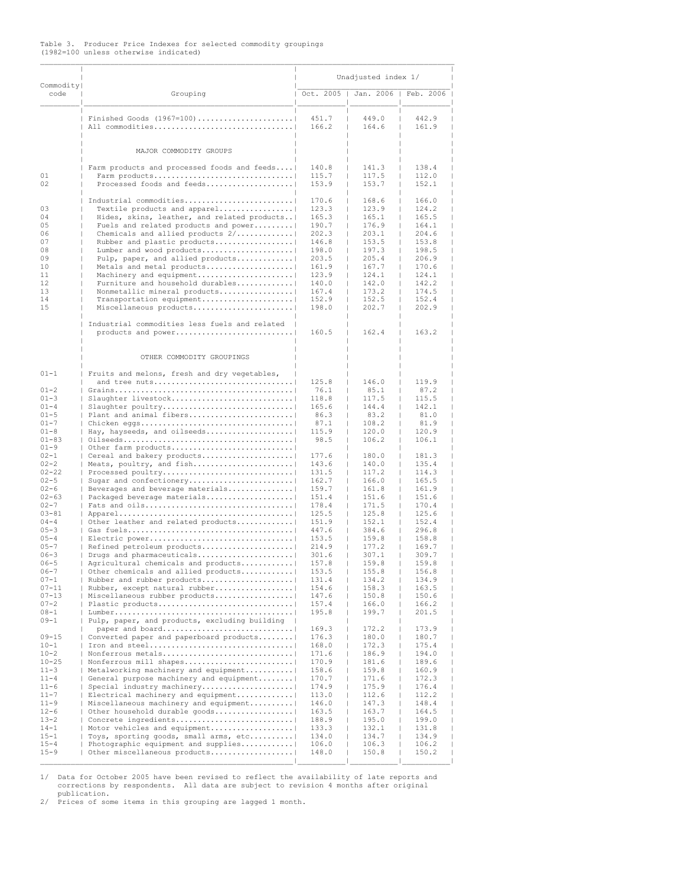Table 3. Producer Price Indexes for selected commodity groupings
(1982=100 unless otherwise indicated)

| Commodity code | Grouping | Unadjusted index 1/ Oct. 2005 | Jan. 2006 | Feb. 2006 |
|---|---|---|---|---|
| | Finished Goods (1967=100) | 451.7 | 449.0 | 442.9 |
| | All commodities | 166.2 | 164.6 | 161.9 |
| | MAJOR COMMODITY GROUPS | | | |
| | Farm products and processed foods and feeds | 140.8 | 141.3 | 138.4 |
| 01 | Farm products | 115.7 | 117.5 | 112.0 |
| 02 | Processed foods and feeds | 153.9 | 153.7 | 152.1 |
| | Industrial commodities | 170.6 | 168.6 | 166.0 |
| 03 | Textile products and apparel | 123.3 | 123.9 | 124.2 |
| 04 | Hides, skins, leather, and related products | 165.3 | 165.1 | 165.5 |
| 05 | Fuels and related products and power | 190.7 | 176.9 | 164.1 |
| 06 | Chemicals and allied products 2/ | 202.3 | 203.1 | 204.6 |
| 07 | Rubber and plastic products | 146.8 | 153.5 | 153.8 |
| 08 | Lumber and wood products | 198.0 | 197.3 | 198.5 |
| 09 | Pulp, paper, and allied products | 203.5 | 205.4 | 206.9 |
| 10 | Metals and metal products | 161.9 | 167.7 | 170.6 |
| 11 | Machinery and equipment | 123.9 | 124.1 | 124.1 |
| 12 | Furniture and household durables | 140.0 | 142.0 | 142.2 |
| 13 | Nonmetallic mineral products | 167.4 | 173.2 | 174.5 |
| 14 | Transportation equipment | 152.9 | 152.5 | 152.4 |
| 15 | Miscellaneous products | 198.0 | 202.7 | 202.9 |
| | Industrial commodities less fuels and related products and power | 160.5 | 162.4 | 163.2 |
| | OTHER COMMODITY GROUPINGS | | | |
| 01-1 | Fruits and melons, fresh and dry vegetables, and tree nuts | 125.8 | 146.0 | 119.9 |
| 01-2 | Grains | 76.1 | 85.1 | 87.2 |
| 01-3 | Slaughter livestock | 118.8 | 117.5 | 115.5 |
| 01-4 | Slaughter poultry | 165.6 | 144.4 | 142.1 |
| 01-5 | Plant and animal fibers | 86.3 | 83.2 | 81.0 |
| 01-7 | Chicken eggs | 87.1 | 108.2 | 81.9 |
| 01-8 | Hay, hayseeds, and oilseeds | 115.9 | 120.0 | 120.9 |
| 01-83 | Oilseeds | 98.5 | 106.2 | 106.1 |
| 01-9 | Other farm products | | | |
| 02-1 | Cereal and bakery products | 177.6 | 180.0 | 181.3 |
| 02-2 | Meats, poultry, and fish | 143.6 | 140.0 | 135.4 |
| 02-22 | Processed poultry | 131.5 | 117.2 | 114.3 |
| 02-5 | Sugar and confectionery | 162.7 | 166.0 | 165.5 |
| 02-6 | Beverages and beverage materials | 159.7 | 161.8 | 161.9 |
| 02-63 | Packaged beverage materials | 151.4 | 151.6 | 151.6 |
| 02-7 | Fats and oils | 178.4 | 171.5 | 170.4 |
| 03-81 | Apparel | 125.5 | 125.8 | 125.6 |
| 04-4 | Other leather and related products | 151.9 | 152.1 | 152.4 |
| 05-3 | Gas fuels | 447.6 | 384.6 | 296.8 |
| 05-4 | Electric power | 153.5 | 159.8 | 158.8 |
| 05-7 | Refined petroleum products | 214.9 | 177.2 | 169.7 |
| 06-3 | Drugs and pharmaceuticals | 301.6 | 307.1 | 309.7 |
| 06-5 | Agricultural chemicals and products | 157.8 | 159.8 | 159.8 |
| 06-7 | Other chemicals and allied products | 153.5 | 155.8 | 156.8 |
| 07-1 | Rubber and rubber products | 131.4 | 134.2 | 134.9 |
| 07-11 | Rubber, except natural rubber | 154.6 | 158.3 | 163.5 |
| 07-13 | Miscellaneous rubber products | 147.6 | 150.8 | 150.6 |
| 07-2 | Plastic products | 157.4 | 166.0 | 166.2 |
| 08-1 | Lumber | 195.8 | 199.7 | 201.5 |
| 09-1 | Pulp, paper, and products, excluding building paper and board | 169.3 | 172.2 | 173.9 |
| 09-15 | Converted paper and paperboard products | 176.3 | 180.0 | 180.7 |
| 10-1 | Iron and steel | 168.0 | 172.3 | 175.4 |
| 10-2 | Nonferrous metals | 171.6 | 186.9 | 194.0 |
| 10-25 | Nonferrous mill shapes | 170.9 | 181.6 | 189.6 |
| 11-3 | Metalworking machinery and equipment | 158.6 | 159.8 | 160.9 |
| 11-4 | General purpose machinery and equipment | 170.7 | 171.6 | 172.3 |
| 11-6 | Special industry machinery | 174.9 | 175.9 | 176.4 |
| 11-7 | Electrical machinery and equipment | 113.0 | 112.6 | 112.2 |
| 11-9 | Miscellaneous machinery and equipment | 146.0 | 147.3 | 148.4 |
| 12-6 | Other household durable goods | 163.5 | 163.7 | 164.5 |
| 13-2 | Concrete ingredients | 188.9 | 195.0 | 199.0 |
| 14-1 | Motor vehicles and equipment | 133.3 | 132.1 | 131.8 |
| 15-1 | Toys, sporting goods, small arms, etc. | 134.0 | 134.7 | 134.9 |
| 15-4 | Photographic equipment and supplies | 106.0 | 106.3 | 106.2 |
| 15-9 | Other miscellaneous products | 148.0 | 150.8 | 150.2 |

1/ Data for October 2005 have been revised to reflect the availability of late reports and corrections by respondents. All data are subject to revision 4 months after original publication.
2/ Prices of some items in this grouping are lagged 1 month.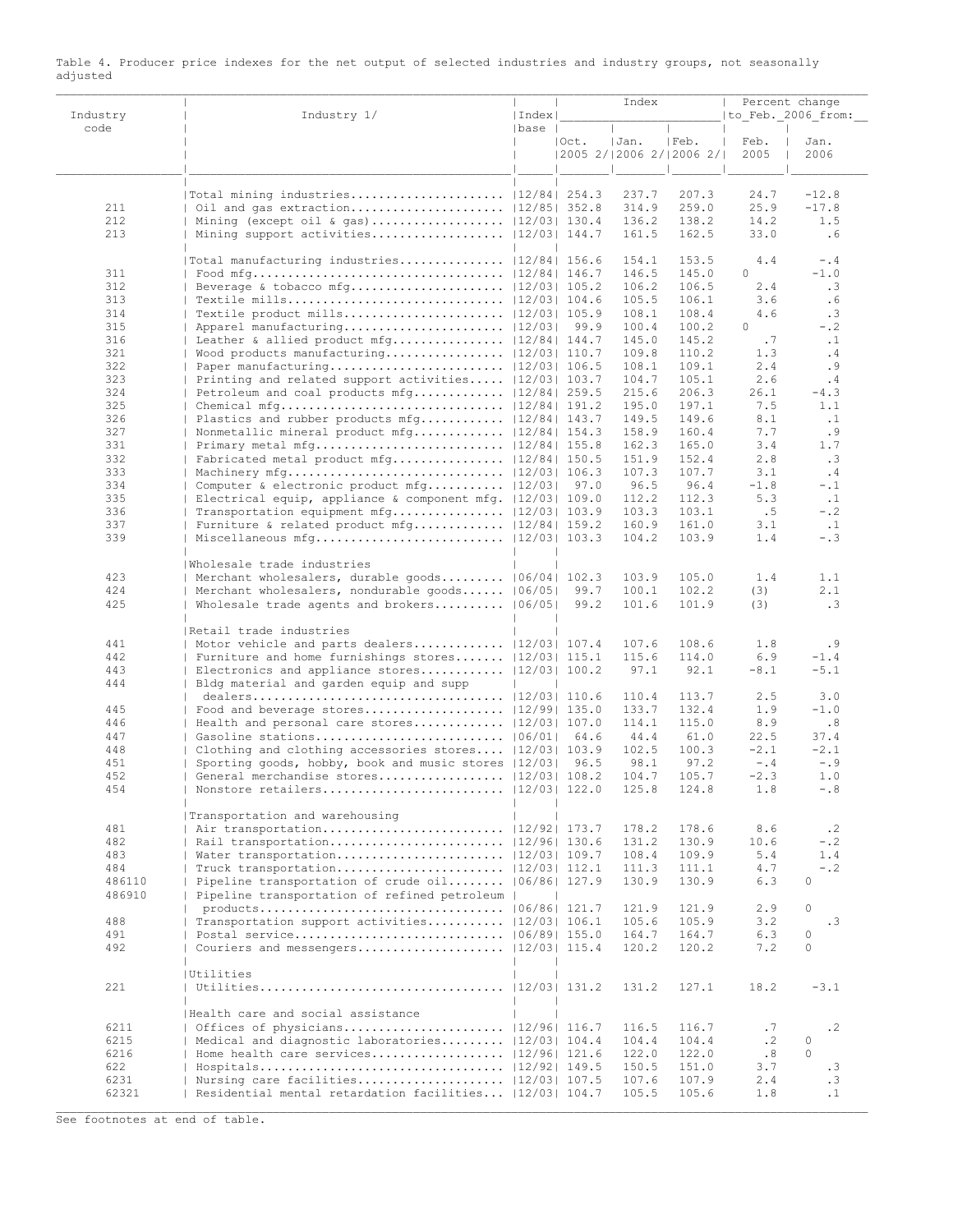Table 4. Producer price indexes for the net output of selected industries and industry groups, not seasonally adjusted

| Industry code | Industry 1/ | Index base | Index | | | Percent change to Feb. 2006 from: | |
|---|---|---|---|---|---|---|---|
| | | | Oct. 2005 2/ | Jan. 2006 2/ | Feb. 2006 2/ | Feb. 2005 | Jan. 2006 |
| | Total mining industries | 12/84 | 254.3 | 237.7 | 207.3 | 24.7 | -12.8 |
| 211 | Oil and gas extraction | 12/85 | 352.8 | 314.9 | 259.0 | 25.9 | -17.8 |
| 212 | Mining (except oil & gas) | 12/03 | 130.4 | 136.2 | 138.2 | 14.2 | 1.5 |
| 213 | Mining support activities | 12/03 | 144.7 | 161.5 | 162.5 | 33.0 | .6 |
| | Total manufacturing industries | 12/84 | 156.6 | 154.1 | 153.5 | 4.4 | -.4 |
| 311 | Food mfg | 12/84 | 146.7 | 146.5 | 145.0 | 0 | -1.0 |
| 312 | Beverage & tobacco mfg | 12/03 | 105.2 | 106.2 | 106.5 | 2.4 | .3 |
| 313 | Textile mills | 12/03 | 104.6 | 105.5 | 106.1 | 3.6 | .6 |
| 314 | Textile product mills | 12/03 | 105.9 | 108.1 | 108.4 | 4.6 | .3 |
| 315 | Apparel manufacturing | 12/03 | 99.9 | 100.4 | 100.2 | 0 | -.2 |
| 316 | Leather & allied product mfg | 12/84 | 144.7 | 145.0 | 145.2 | .7 | .1 |
| 321 | Wood products manufacturing | 12/03 | 110.7 | 109.8 | 110.2 | 1.3 | .4 |
| 322 | Paper manufacturing | 12/03 | 106.5 | 108.1 | 109.1 | 2.4 | .9 |
| 323 | Printing and related support activities | 12/03 | 103.7 | 104.7 | 105.1 | 2.6 | .4 |
| 324 | Petroleum and coal products mfg | 12/84 | 259.5 | 215.6 | 206.3 | 26.1 | -4.3 |
| 325 | Chemical mfg | 12/84 | 191.2 | 195.0 | 197.1 | 7.5 | 1.1 |
| 326 | Plastics and rubber products mfg | 12/84 | 143.7 | 149.5 | 149.6 | 8.1 | .1 |
| 327 | Nonmetallic mineral product mfg | 12/84 | 154.3 | 158.9 | 160.4 | 7.7 | .9 |
| 331 | Primary metal mfg | 12/84 | 155.8 | 162.3 | 165.0 | 3.4 | 1.7 |
| 332 | Fabricated metal product mfg | 12/84 | 150.5 | 151.9 | 152.4 | 2.8 | .3 |
| 333 | Machinery mfg | 12/03 | 106.3 | 107.3 | 107.7 | 3.1 | .4 |
| 334 | Computer & electronic product mfg | 12/03 | 97.0 | 96.5 | 96.4 | -1.8 | -.1 |
| 335 | Electrical equip, appliance & component mfg. | 12/03 | 109.0 | 112.2 | 112.3 | 5.3 | .1 |
| 336 | Transportation equipment mfg | 12/03 | 103.9 | 103.3 | 103.1 | .5 | -.2 |
| 337 | Furniture & related product mfg | 12/84 | 159.2 | 160.9 | 161.0 | 3.1 | .1 |
| 339 | Miscellaneous mfg | 12/03 | 103.3 | 104.2 | 103.9 | 1.4 | -.3 |
| | Wholesale trade industries | | | | | | |
| 423 | Merchant wholesalers, durable goods | 06/04 | 102.3 | 103.9 | 105.0 | 1.4 | 1.1 |
| 424 | Merchant wholesalers, nondurable goods | 06/05 | 99.7 | 100.1 | 102.2 | (3) | 2.1 |
| 425 | Wholesale trade agents and brokers | 06/05 | 99.2 | 101.6 | 101.9 | (3) | .3 |
| | Retail trade industries | | | | | | |
| 441 | Motor vehicle and parts dealers | 12/03 | 107.4 | 107.6 | 108.6 | 1.8 | .9 |
| 442 | Furniture and home furnishings stores | 12/03 | 115.1 | 115.6 | 114.0 | 6.9 | -1.4 |
| 443 | Electronics and appliance stores | 12/03 | 100.2 | 97.1 | 92.1 | -8.1 | -5.1 |
| 444 | Bldg material and garden equip and supp dealers | 12/03 | 110.6 | 110.4 | 113.7 | 2.5 | 3.0 |
| 445 | Food and beverage stores | 12/99 | 135.0 | 133.7 | 132.4 | 1.9 | -1.0 |
| 446 | Health and personal care stores | 12/03 | 107.0 | 114.1 | 115.0 | 8.9 | .8 |
| 447 | Gasoline stations | 06/01 | 64.6 | 44.4 | 61.0 | 22.5 | 37.4 |
| 448 | Clothing and clothing accessories stores | 12/03 | 103.9 | 102.5 | 100.3 | -2.1 | -2.1 |
| 451 | Sporting goods, hobby, book and music stores | 12/03 | 96.5 | 98.1 | 97.2 | -.4 | -.9 |
| 452 | General merchandise stores | 12/03 | 108.2 | 104.7 | 105.7 | -2.3 | 1.0 |
| 454 | Nonstore retailers | 12/03 | 122.0 | 125.8 | 124.8 | 1.8 | -.8 |
| | Transportation and warehousing | | | | | | |
| 481 | Air transportation | 12/92 | 173.7 | 178.2 | 178.6 | 8.6 | .2 |
| 482 | Rail transportation | 12/96 | 130.6 | 131.2 | 130.9 | 10.6 | -.2 |
| 483 | Water transportation | 12/03 | 109.7 | 108.4 | 109.9 | 5.4 | 1.4 |
| 484 | Truck transportation | 12/03 | 112.1 | 111.3 | 111.1 | 4.7 | -.2 |
| 486110 | Pipeline transportation of crude oil | 06/86 | 127.9 | 130.9 | 130.9 | 6.3 | 0 |
| 486910 | Pipeline transportation of refined petroleum products | 06/86 | 121.7 | 121.9 | 121.9 | 2.9 | 0 |
| 488 | Transportation support activities | 12/03 | 106.1 | 105.6 | 105.9 | 3.2 | .3 |
| 491 | Postal service | 06/89 | 155.0 | 164.7 | 164.7 | 6.3 | 0 |
| 492 | Couriers and messengers | 12/03 | 115.4 | 120.2 | 120.2 | 7.2 | 0 |
| | Utilities | | | | | | |
| 221 | Utilities | 12/03 | 131.2 | 131.2 | 127.1 | 18.2 | -3.1 |
| | Health care and social assistance | | | | | | |
| 6211 | Offices of physicians | 12/96 | 116.7 | 116.5 | 116.7 | .7 | .2 |
| 6215 | Medical and diagnostic laboratories | 12/03 | 104.4 | 104.4 | 104.4 | .2 | 0 |
| 6216 | Home health care services | 12/96 | 121.6 | 122.0 | 122.0 | .8 | 0 |
| 622 | Hospitals | 12/92 | 149.5 | 150.5 | 151.0 | 3.7 | .3 |
| 6231 | Nursing care facilities | 12/03 | 107.5 | 107.6 | 107.9 | 2.4 | .3 |
| 62321 | Residential mental retardation facilities | 12/03 | 104.7 | 105.5 | 105.6 | 1.8 | .1 |

See footnotes at end of table.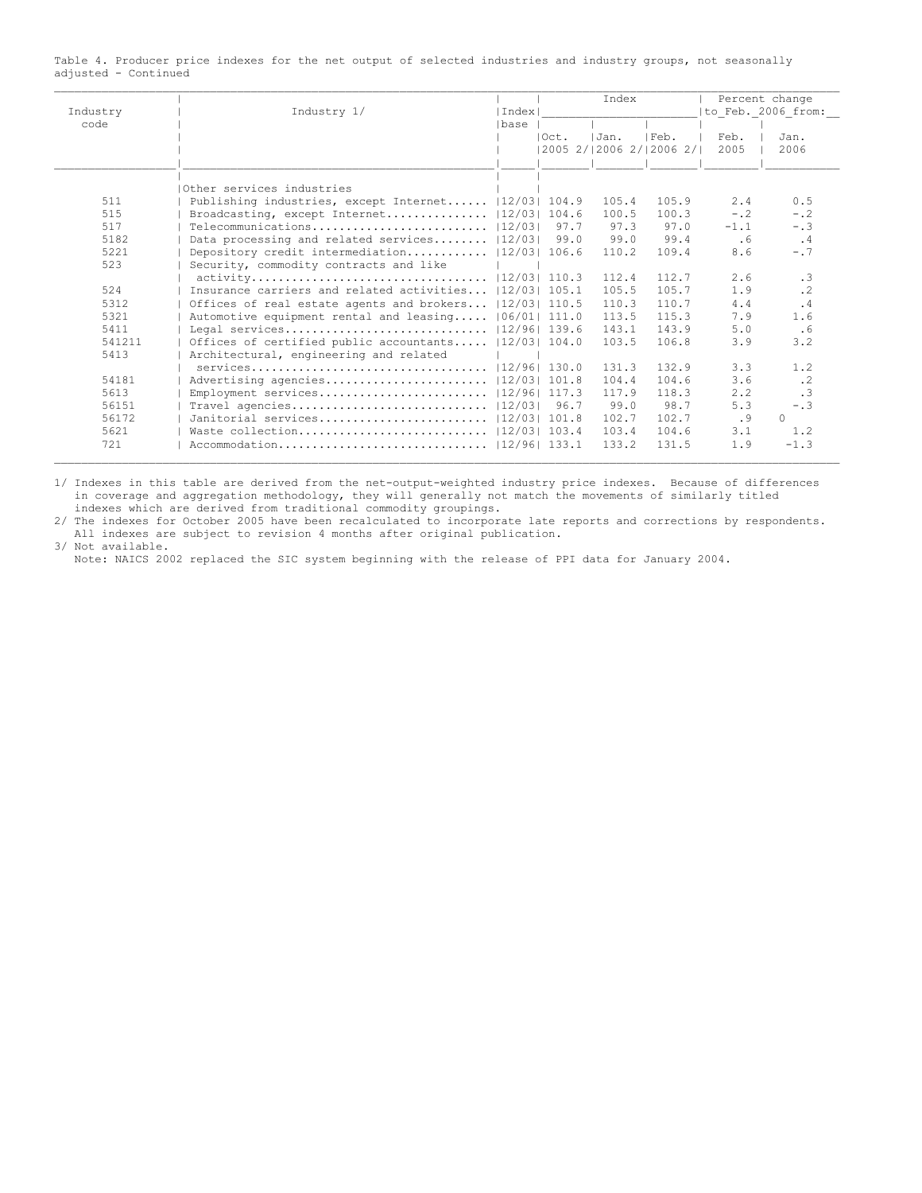Table 4. Producer price indexes for the net output of selected industries and industry groups, not seasonally adjusted - Continued

| Industry code | Industry 1/ | Index base | Index | | | Percent change to Feb. 2006 from: | |
|---|---|---|---|---|---|---|---|
| | | | Oct. 2005 2/ | Jan. 2006 2/ | Feb. 2006 2/ | Feb. 2005 | Jan. 2006 |
| | Other services industries | | | | | | |
| 511 | Publishing industries, except Internet | 12/03 | 104.9 | 105.4 | 105.9 | 2.4 | 0.5 |
| 515 | Broadcasting, except Internet | 12/03 | 104.6 | 100.5 | 100.3 | -.2 | -.2 |
| 517 | Telecommunications | 12/03 | 97.7 | 97.3 | 97.0 | -1.1 | -.3 |
| 5182 | Data processing and related services | 12/03 | 99.0 | 99.0 | 99.4 | .6 | .4 |
| 5221 | Depository credit intermediation | 12/03 | 106.6 | 110.2 | 109.4 | 8.6 | -.7 |
| 523 | Security, commodity contracts and like activity | 12/03 | 110.3 | 112.4 | 112.7 | 2.6 | .3 |
| 524 | Insurance carriers and related activities | 12/03 | 105.1 | 105.5 | 105.7 | 1.9 | .2 |
| 5312 | Offices of real estate agents and brokers | 12/03 | 110.5 | 110.3 | 110.7 | 4.4 | .4 |
| 5321 | Automotive equipment rental and leasing | 06/01 | 111.0 | 113.5 | 115.3 | 7.9 | 1.6 |
| 5411 | Legal services | 12/96 | 139.6 | 143.1 | 143.9 | 5.0 | .6 |
| 541211 | Offices of certified public accountants | 12/03 | 104.0 | 103.5 | 106.8 | 3.9 | 3.2 |
| 5413 | Architectural, engineering and related services | 12/96 | 130.0 | 131.3 | 132.9 | 3.3 | 1.2 |
| 54181 | Advertising agencies | 12/03 | 101.8 | 104.4 | 104.6 | 3.6 | .2 |
| 5613 | Employment services | 12/96 | 117.3 | 117.9 | 118.3 | 2.2 | .3 |
| 56151 | Travel agencies | 12/03 | 96.7 | 99.0 | 98.7 | 5.3 | -.3 |
| 56172 | Janitorial services | 12/03 | 101.8 | 102.7 | 102.7 | .9 | 0 |
| 5621 | Waste collection | 12/03 | 103.4 | 103.4 | 104.6 | 3.1 | 1.2 |
| 721 | Accommodation | 12/96 | 133.1 | 133.2 | 131.5 | 1.9 | -1.3 |

1/ Indexes in this table are derived from the net-output-weighted industry price indexes. Because of differences in coverage and aggregation methodology, they will generally not match the movements of similarly titled indexes which are derived from traditional commodity groupings.

2/ The indexes for October 2005 have been recalculated to incorporate late reports and corrections by respondents. All indexes are subject to revision 4 months after original publication.

3/ Not available.

Note: NAICS 2002 replaced the SIC system beginning with the release of PPI data for January 2004.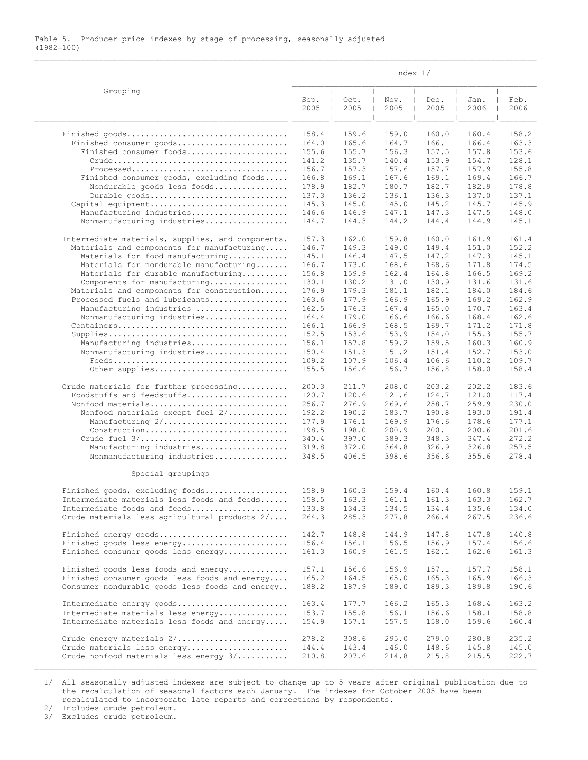Table 5. Producer price indexes by stage of processing, seasonally adjusted
(1982=100)

| Grouping | Index 1/ | | | | | |
|---|---|---|---|---|---|---|
| | Sep. 2005 | Oct. 2005 | Nov. 2005 | Dec. 2005 | Jan. 2006 | Feb. 2006 |
| Finished goods | 158.4 | 159.6 | 159.0 | 160.0 | 160.4 | 158.2 |
| Finished consumer goods | 164.0 | 165.6 | 164.7 | 166.1 | 166.4 | 163.3 |
| Finished consumer foods | 155.6 | 155.7 | 156.3 | 157.5 | 157.8 | 153.6 |
| Crude | 141.2 | 135.7 | 140.4 | 153.9 | 154.7 | 128.1 |
| Processed | 156.7 | 157.3 | 157.6 | 157.7 | 157.9 | 155.8 |
| Finished consumer goods, excluding foods | 166.8 | 169.1 | 167.6 | 169.1 | 169.4 | 166.7 |
| Nondurable goods less foods | 178.9 | 182.7 | 180.7 | 182.7 | 182.9 | 178.8 |
| Durable goods | 137.3 | 136.2 | 136.1 | 136.3 | 137.0 | 137.1 |
| Capital equipment | 145.3 | 145.0 | 145.0 | 145.2 | 145.7 | 145.9 |
| Manufacturing industries | 146.6 | 146.9 | 147.1 | 147.3 | 147.5 | 148.0 |
| Nonmanufacturing industries | 144.7 | 144.3 | 144.2 | 144.4 | 144.9 | 145.1 |
| Intermediate materials, supplies, and components | 157.3 | 162.0 | 159.8 | 160.0 | 161.9 | 161.4 |
| Materials and components for manufacturing | 146.7 | 149.3 | 149.0 | 149.4 | 151.0 | 152.2 |
| Materials for food manufacturing | 145.1 | 146.4 | 147.5 | 147.2 | 147.3 | 145.1 |
| Materials for nondurable manufacturing | 166.7 | 173.0 | 168.6 | 168.6 | 171.8 | 174.5 |
| Materials for durable manufacturing | 156.8 | 159.9 | 162.4 | 164.8 | 166.5 | 169.2 |
| Components for manufacturing | 130.1 | 130.2 | 131.0 | 130.9 | 131.6 | 131.6 |
| Materials and components for construction | 176.9 | 179.3 | 181.1 | 182.1 | 184.0 | 184.6 |
| Processed fuels and lubricants | 163.6 | 177.9 | 166.9 | 165.9 | 169.2 | 162.9 |
| Manufacturing industries | 162.5 | 176.3 | 167.4 | 165.0 | 170.7 | 163.4 |
| Nonmanufacturing industries | 164.4 | 179.0 | 166.6 | 166.6 | 168.4 | 162.6 |
| Containers | 166.1 | 166.9 | 168.5 | 169.7 | 171.2 | 171.8 |
| Supplies | 152.5 | 153.6 | 153.9 | 154.0 | 155.3 | 155.7 |
| Manufacturing industries | 156.1 | 157.8 | 159.2 | 159.5 | 160.3 | 160.9 |
| Nonmanufacturing industries | 150.4 | 151.3 | 151.2 | 151.4 | 152.7 | 153.0 |
| Feeds | 109.2 | 107.9 | 106.4 | 106.6 | 110.2 | 109.7 |
| Other supplies | 155.5 | 156.6 | 156.7 | 156.8 | 158.0 | 158.4 |
| Crude materials for further processing | 200.3 | 211.7 | 208.0 | 203.2 | 202.2 | 183.6 |
| Foodstuffs and feedstuffs | 120.7 | 120.6 | 121.6 | 124.7 | 121.0 | 117.4 |
| Nonfood materials | 256.7 | 276.9 | 269.6 | 258.7 | 259.9 | 230.0 |
| Nonfood materials except fuel 2/ | 192.2 | 190.2 | 183.7 | 190.8 | 193.0 | 191.4 |
| Manufacturing 2/ | 177.9 | 176.1 | 169.9 | 176.6 | 178.6 | 177.1 |
| Construction | 198.5 | 198.0 | 200.9 | 200.1 | 200.6 | 201.6 |
| Crude fuel 3/ | 340.4 | 397.0 | 389.3 | 348.3 | 347.4 | 272.2 |
| Manufacturing industries | 319.8 | 372.0 | 364.8 | 326.9 | 326.8 | 257.5 |
| Nonmanufacturing industries | 348.5 | 406.5 | 398.6 | 356.6 | 355.6 | 278.4 |
| **Special groupings** | | | | | | |
| Finished goods, excluding foods | 158.9 | 160.3 | 159.4 | 160.4 | 160.8 | 159.1 |
| Intermediate materials less foods and feeds | 158.5 | 163.3 | 161.1 | 161.3 | 163.3 | 162.7 |
| Intermediate foods and feeds | 133.8 | 134.3 | 134.5 | 134.4 | 135.6 | 134.0 |
| Crude materials less agricultural products 2/ | 264.3 | 285.3 | 277.8 | 266.4 | 267.5 | 236.6 |
| Finished energy goods | 142.7 | 148.8 | 144.9 | 147.8 | 147.8 | 140.8 |
| Finished goods less energy | 156.4 | 156.1 | 156.5 | 156.9 | 157.4 | 156.6 |
| Finished consumer goods less energy | 161.3 | 160.9 | 161.5 | 162.1 | 162.6 | 161.3 |
| Finished goods less foods and energy | 157.1 | 156.6 | 156.9 | 157.1 | 157.7 | 158.1 |
| Finished consumer goods less foods and energy | 165.2 | 164.5 | 165.0 | 165.3 | 165.9 | 166.3 |
| Consumer nondurable goods less foods and energy | 188.2 | 187.9 | 189.0 | 189.3 | 189.8 | 190.6 |
| Intermediate energy goods | 163.4 | 177.7 | 166.2 | 165.3 | 168.4 | 163.2 |
| Intermediate materials less energy | 153.7 | 155.8 | 156.1 | 156.6 | 158.1 | 158.8 |
| Intermediate materials less foods and energy | 154.9 | 157.1 | 157.5 | 158.0 | 159.6 | 160.4 |
| Crude energy materials 2/ | 278.2 | 308.6 | 295.0 | 279.0 | 280.8 | 235.2 |
| Crude materials less energy | 144.4 | 143.4 | 146.0 | 148.6 | 145.8 | 145.0 |
| Crude nonfood materials less energy 3/ | 210.8 | 207.6 | 214.8 | 215.8 | 215.5 | 222.7 |

1/ All seasonally adjusted indexes are subject to change up to 5 years after original publication due to the recalculation of seasonal factors each January. The indexes for October 2005 have been recalculated to incorporate late reports and corrections by respondents.
2/ Includes crude petroleum.
3/ Excludes crude petroleum.